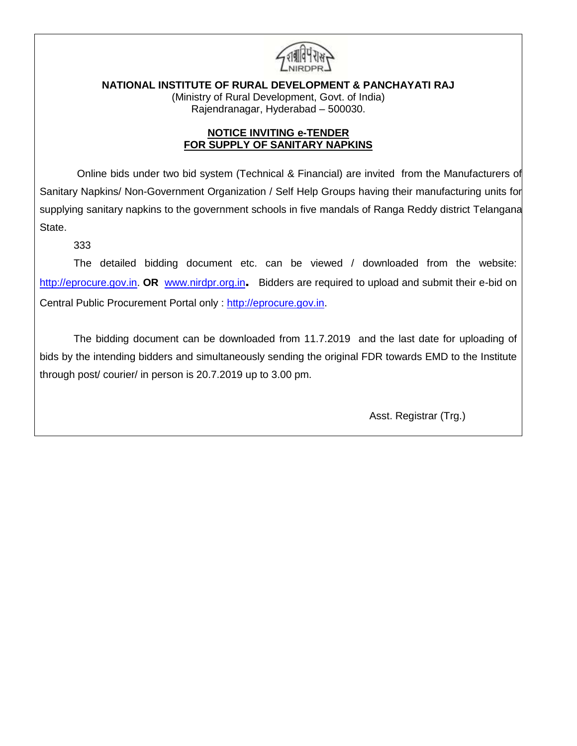**NATIONAL INSTITUTE OF RURAL DEVELOPMENT & PANCHAYATI RAJ**
(Ministry of Rural Development, Govt. of India)
Rajendranagar, Hyderabad – 500030.

## NOTICE INVITING e-TENDER FOR SUPPLY OF SANITARY NAPKINS

Online bids under two bid system (Technical & Financial) are invited from the Manufacturers of Sanitary Napkins/ Non-Government Organization / Self Help Groups having their manufacturing units for supplying sanitary napkins to the government schools in five mandals of Ranga Reddy district Telangana State.

333

The detailed bidding document etc. can be viewed / downloaded from the website: http://eprocure.gov.in. **OR** www.nirdpr.org.in. Bidders are required to upload and submit their e-bid on Central Public Procurement Portal only : http://eprocure.gov.in.

The bidding document can be downloaded from 11.7.2019 and the last date for uploading of bids by the intending bidders and simultaneously sending the original FDR towards EMD to the Institute through post/ courier/ in person is 20.7.2019 up to 3.00 pm.

Asst. Registrar (Trg.)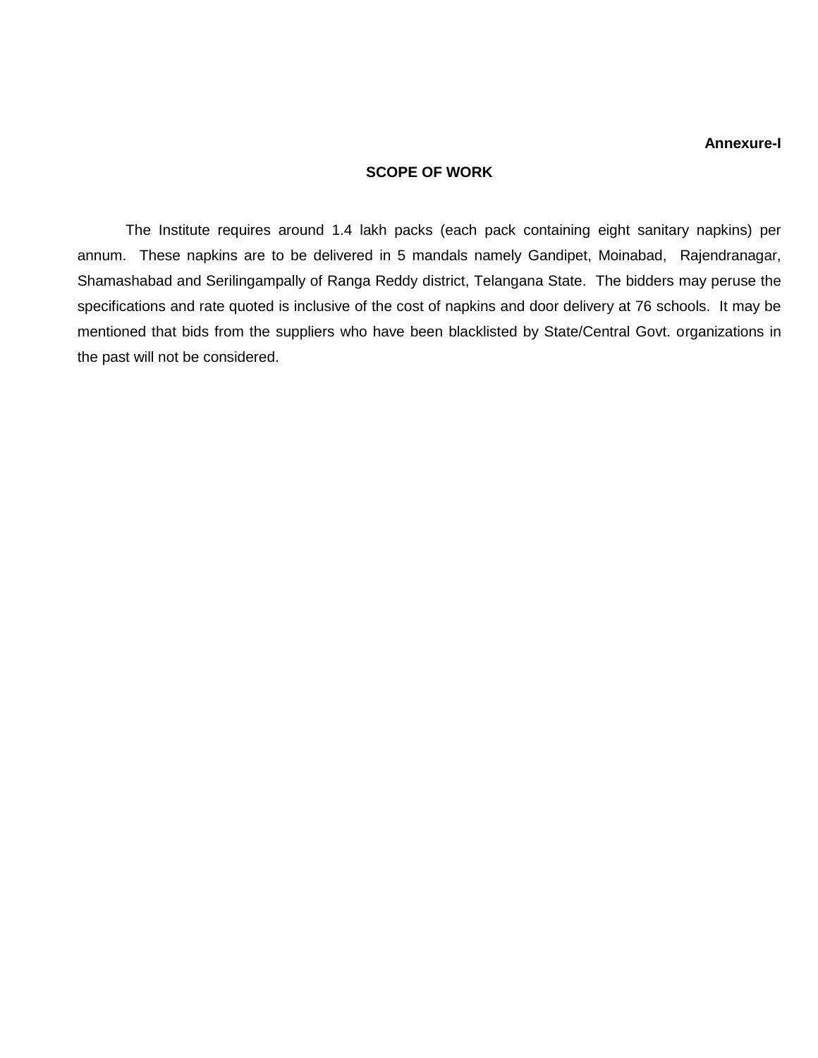**Annexure-I**

## SCOPE OF WORK

The Institute requires around 1.4 lakh packs (each pack containing eight sanitary napkins) per annum. These napkins are to be delivered in 5 mandals namely Gandipet, Moinabad, Rajendranagar, Shamashabad and Serilingampally of Ranga Reddy district, Telangana State. The bidders may peruse the specifications and rate quoted is inclusive of the cost of napkins and door delivery at 76 schools. It may be mentioned that bids from the suppliers who have been blacklisted by State/Central Govt. organizations in the past will not be considered.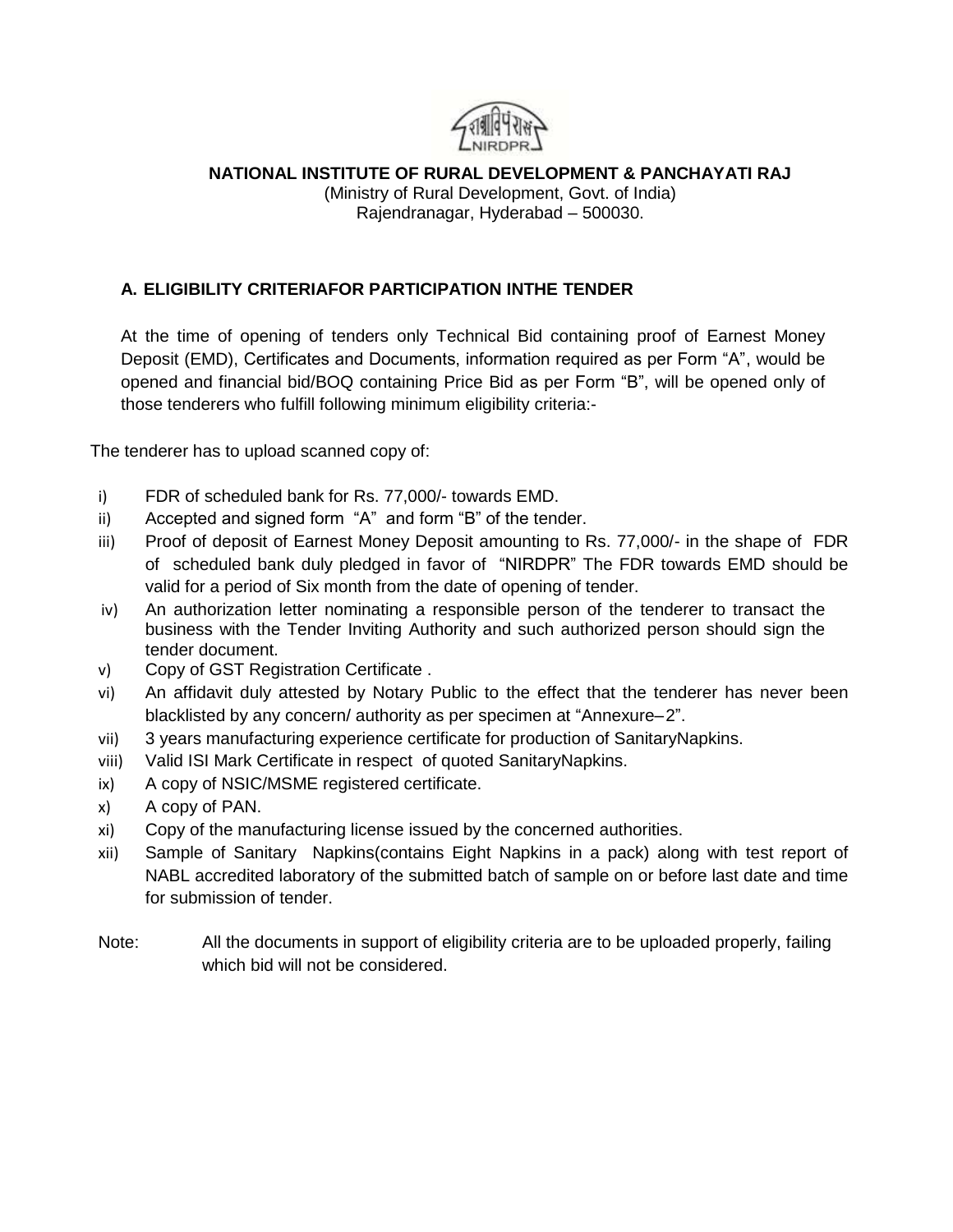**NATIONAL INSTITUTE OF RURAL DEVELOPMENT & PANCHAYATI RAJ**

(Ministry of Rural Development, Govt. of India)
Rajendranagar, Hyderabad – 500030.

## A. ELIGIBILITY CRITERIAFOR PARTICIPATION INTHE TENDER

At the time of opening of tenders only Technical Bid containing proof of Earnest Money Deposit (EMD), Certificates and Documents, information required as per Form "A", would be opened and financial bid/BOQ containing Price Bid as per Form "B", will be opened only of those tenderers who fulfill following minimum eligibility criteria:-

The tenderer has to upload scanned copy of:

i) FDR of scheduled bank for Rs. 77,000/- towards EMD.

ii) Accepted and signed form "A" and form "B" of the tender.

iii) Proof of deposit of Earnest Money Deposit amounting to Rs. 77,000/- in the shape of FDR of scheduled bank duly pledged in favor of "NIRDPR" The FDR towards EMD should be valid for a period of Six month from the date of opening of tender.

iv) An authorization letter nominating a responsible person of the tenderer to transact the business with the Tender Inviting Authority and such authorized person should sign the tender document.

v) Copy of GST Registration Certificate .

vi) An affidavit duly attested by Notary Public to the effect that the tenderer has never been blacklisted by any concern/ authority as per specimen at "Annexure–2".

vii) 3 years manufacturing experience certificate for production of SanitaryNapkins.

viii) Valid ISI Mark Certificate in respect of quoted SanitaryNapkins.

ix) A copy of NSIC/MSME registered certificate.

x) A copy of PAN.

xi) Copy of the manufacturing license issued by the concerned authorities.

xii) Sample of Sanitary Napkins(contains Eight Napkins in a pack) along with test report of NABL accredited laboratory of the submitted batch of sample on or before last date and time for submission of tender.

Note: All the documents in support of eligibility criteria are to be uploaded properly, failing which bid will not be considered.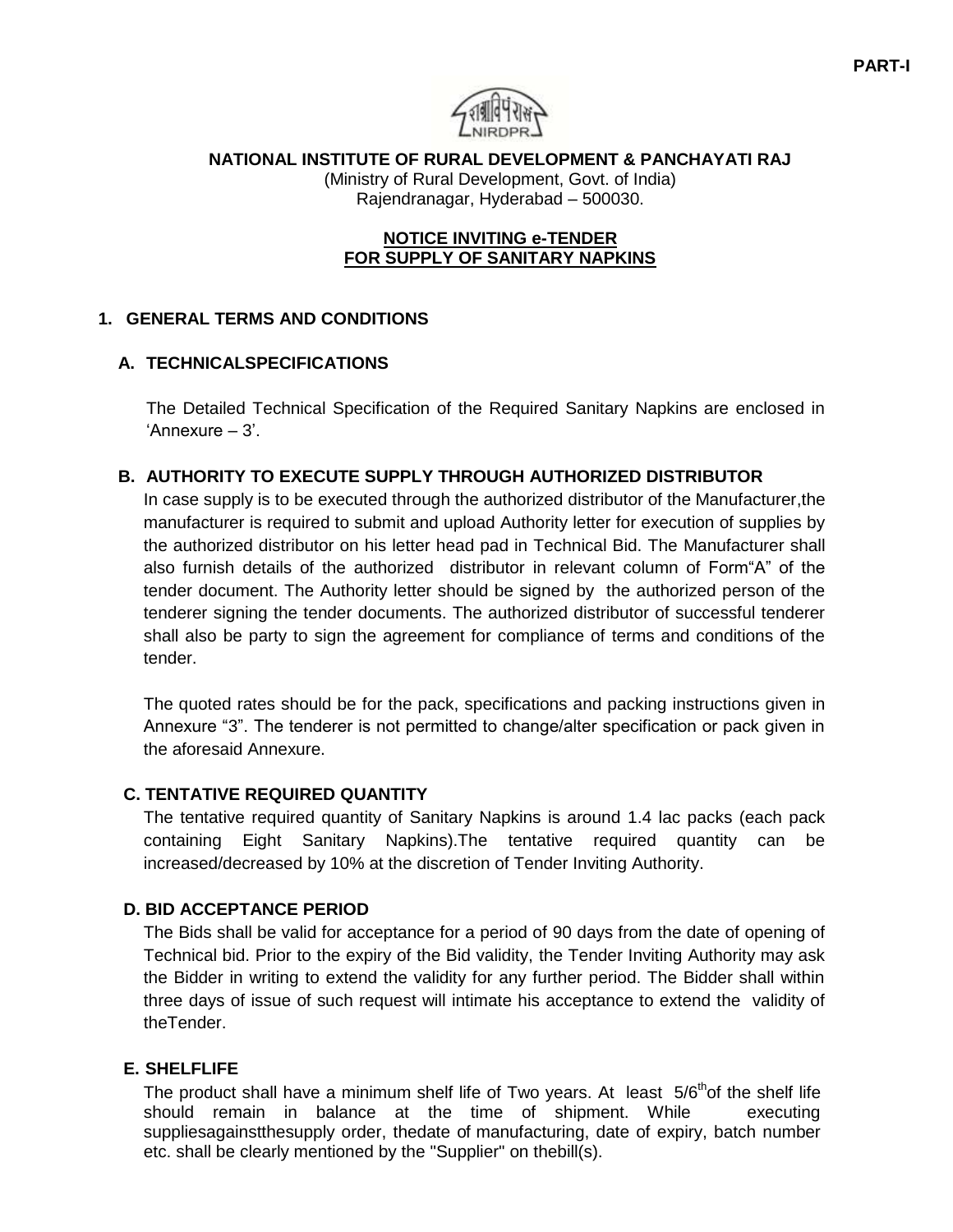PART-I

**NATIONAL INSTITUTE OF RURAL DEVELOPMENT & PANCHAYATI RAJ**
(Ministry of Rural Development, Govt. of India)
Rajendranagar, Hyderabad – 500030.

**NOTICE INVITING e-TENDER**
**FOR SUPPLY OF SANITARY NAPKINS**

## 1. GENERAL TERMS AND CONDITIONS

### A. TECHNICALSPECIFICATIONS

The Detailed Technical Specification of the Required Sanitary Napkins are enclosed in 'Annexure – 3'.

### B. AUTHORITY TO EXECUTE SUPPLY THROUGH AUTHORIZED DISTRIBUTOR

In case supply is to be executed through the authorized distributor of the Manufacturer,the manufacturer is required to submit and upload Authority letter for execution of supplies by the authorized distributor on his letter head pad in Technical Bid. The Manufacturer shall also furnish details of the authorized distributor in relevant column of Form"A" of the tender document. The Authority letter should be signed by the authorized person of the tenderer signing the tender documents. The authorized distributor of successful tenderer shall also be party to sign the agreement for compliance of terms and conditions of the tender.

The quoted rates should be for the pack, specifications and packing instructions given in Annexure "3". The tenderer is not permitted to change/alter specification or pack given in the aforesaid Annexure.

### C. TENTATIVE REQUIRED QUANTITY

The tentative required quantity of Sanitary Napkins is around 1.4 lac packs (each pack containing Eight Sanitary Napkins).The tentative required quantity can be increased/decreased by 10% at the discretion of Tender Inviting Authority.

### D. BID ACCEPTANCE PERIOD

The Bids shall be valid for acceptance for a period of 90 days from the date of opening of Technical bid. Prior to the expiry of the Bid validity, the Tender Inviting Authority may ask the Bidder in writing to extend the validity for any further period. The Bidder shall within three days of issue of such request will intimate his acceptance to extend the validity of theTender.

### E. SHELFLIFE

The product shall have a minimum shelf life of Two years. At least $5/6^{th}$ of the shelf life should remain in balance at the time of shipment. While executing suppliesagainstthesupply order, thedate of manufacturing, date of expiry, batch number etc. shall be clearly mentioned by the "Supplier" on thebill(s).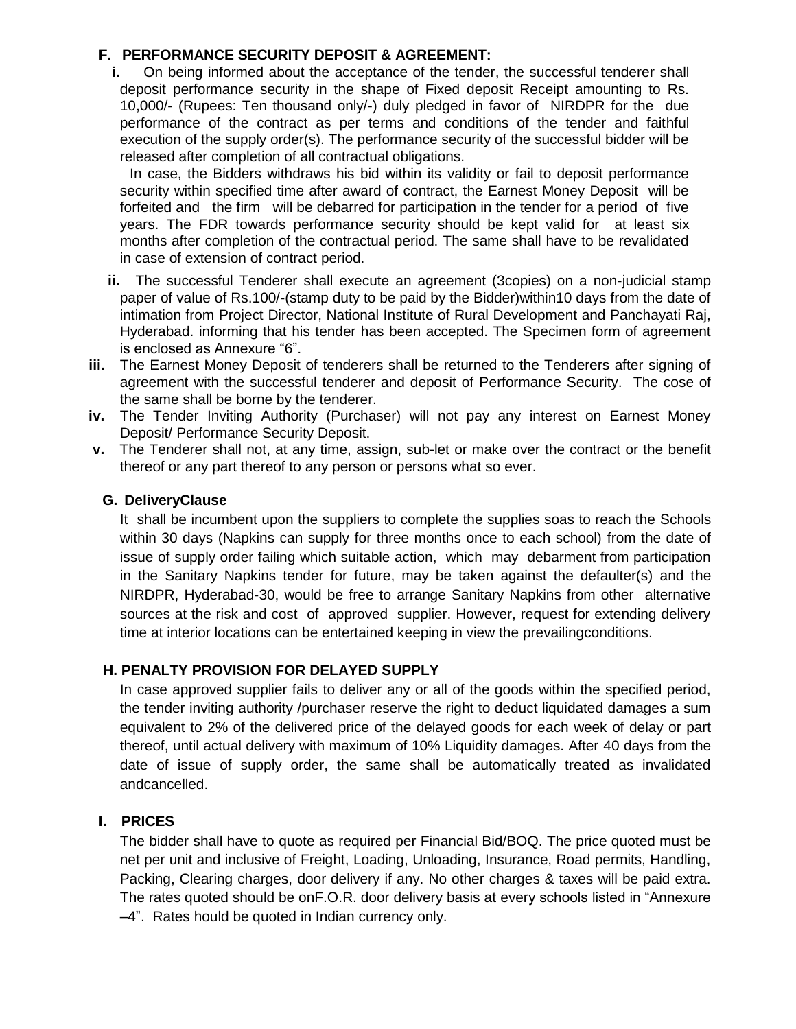### F. PERFORMANCE SECURITY DEPOSIT & AGREEMENT:

i. On being informed about the acceptance of the tender, the successful tenderer shall deposit performance security in the shape of Fixed deposit Receipt amounting to Rs. 10,000/- (Rupees: Ten thousand only/-) duly pledged in favor of NIRDPR for the due performance of the contract as per terms and conditions of the tender and faithful execution of the supply order(s). The performance security of the successful bidder will be released after completion of all contractual obligations.

   In case, the Bidders withdraws his bid within its validity or fail to deposit performance security within specified time after award of contract, the Earnest Money Deposit will be forfeited and the firm will be debarred for participation in the tender for a period of five years. The FDR towards performance security should be kept valid for at least six months after completion of the contractual period. The same shall have to be revalidated in case of extension of contract period.

ii. The successful Tenderer shall execute an agreement (3copies) on a non-judicial stamp paper of value of Rs.100/-(stamp duty to be paid by the Bidder)within10 days from the date of intimation from Project Director, National Institute of Rural Development and Panchayati Raj, Hyderabad. informing that his tender has been accepted. The Specimen form of agreement is enclosed as Annexure "6".

iii. The Earnest Money Deposit of tenderers shall be returned to the Tenderers after signing of agreement with the successful tenderer and deposit of Performance Security. The cose of the same shall be borne by the tenderer.

iv. The Tender Inviting Authority (Purchaser) will not pay any interest on Earnest Money Deposit/ Performance Security Deposit.

v. The Tenderer shall not, at any time, assign, sub-let or make over the contract or the benefit thereof or any part thereof to any person or persons what so ever.

### G. DeliveryClause

It shall be incumbent upon the suppliers to complete the supplies soas to reach the Schools within 30 days (Napkins can supply for three months once to each school) from the date of issue of supply order failing which suitable action, which may debarment from participation in the Sanitary Napkins tender for future, may be taken against the defaulter(s) and the NIRDPR, Hyderabad-30, would be free to arrange Sanitary Napkins from other alternative sources at the risk and cost of approved supplier. However, request for extending delivery time at interior locations can be entertained keeping in view the prevailingconditions.

### H. PENALTY PROVISION FOR DELAYED SUPPLY

In case approved supplier fails to deliver any or all of the goods within the specified period, the tender inviting authority /purchaser reserve the right to deduct liquidated damages a sum equivalent to 2% of the delivered price of the delayed goods for each week of delay or part thereof, until actual delivery with maximum of 10% Liquidity damages. After 40 days from the date of issue of supply order, the same shall be automatically treated as invalidated andcancelled.

### I. PRICES

The bidder shall have to quote as required per Financial Bid/BOQ. The price quoted must be net per unit and inclusive of Freight, Loading, Unloading, Insurance, Road permits, Handling, Packing, Clearing charges, door delivery if any. No other charges & taxes will be paid extra. The rates quoted should be onF.O.R. door delivery basis at every schools listed in "Annexure –4". Rates hould be quoted in Indian currency only.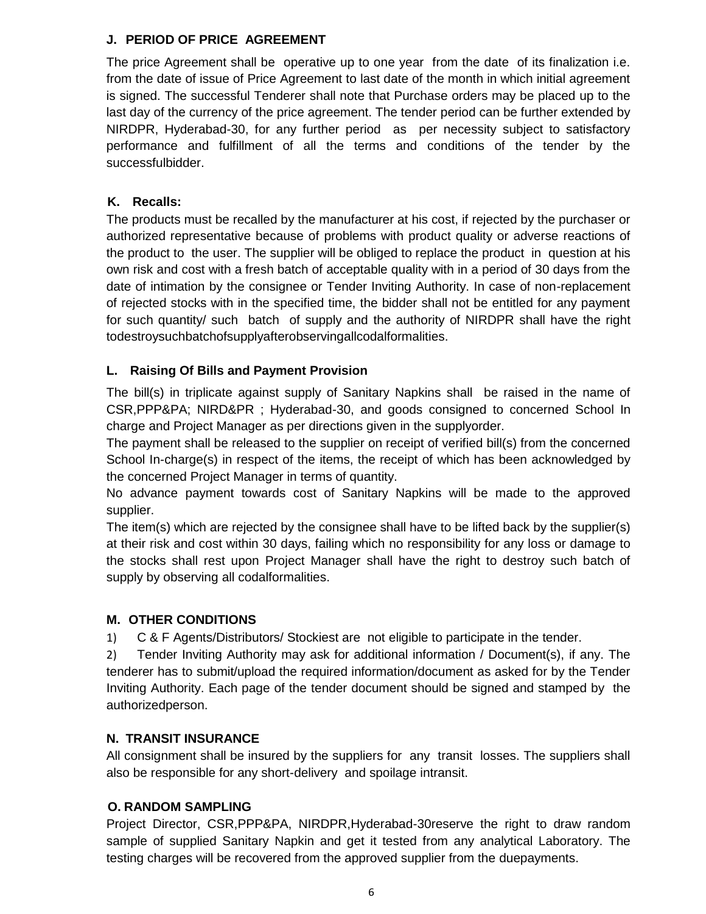## J. PERIOD OF PRICE AGREEMENT

The price Agreement shall be operative up to one year from the date of its finalization i.e. from the date of issue of Price Agreement to last date of the month in which initial agreement is signed. The successful Tenderer shall note that Purchase orders may be placed up to the last day of the currency of the price agreement. The tender period can be further extended by NIRDPR, Hyderabad-30, for any further period as per necessity subject to satisfactory performance and fulfillment of all the terms and conditions of the tender by the successfulbidder.

## K. Recalls:

The products must be recalled by the manufacturer at his cost, if rejected by the purchaser or authorized representative because of problems with product quality or adverse reactions of the product to the user. The supplier will be obliged to replace the product in question at his own risk and cost with a fresh batch of acceptable quality with in a period of 30 days from the date of intimation by the consignee or Tender Inviting Authority. In case of non-replacement of rejected stocks with in the specified time, the bidder shall not be entitled for any payment for such quantity/ such batch of supply and the authority of NIRDPR shall have the right todestroysuchbatchofsupplyafterobservingallcodalformalities.

## L. Raising Of Bills and Payment Provision

The bill(s) in triplicate against supply of Sanitary Napkins shall be raised in the name of CSR,PPP&PA; NIRD&PR ; Hyderabad-30, and goods consigned to concerned School In charge and Project Manager as per directions given in the supplyorder.

The payment shall be released to the supplier on receipt of verified bill(s) from the concerned School In-charge(s) in respect of the items, the receipt of which has been acknowledged by the concerned Project Manager in terms of quantity.

No advance payment towards cost of Sanitary Napkins will be made to the approved supplier.

The item(s) which are rejected by the consignee shall have to be lifted back by the supplier(s) at their risk and cost within 30 days, failing which no responsibility for any loss or damage to the stocks shall rest upon Project Manager shall have the right to destroy such batch of supply by observing all codalformalities.

## M. OTHER CONDITIONS

1) C & F Agents/Distributors/ Stockiest are not eligible to participate in the tender.

2) Tender Inviting Authority may ask for additional information / Document(s), if any. The tenderer has to submit/upload the required information/document as asked for by the Tender Inviting Authority. Each page of the tender document should be signed and stamped by the authorizedperson.

## N. TRANSIT INSURANCE

All consignment shall be insured by the suppliers for any transit losses. The suppliers shall also be responsible for any short-delivery and spoilage intransit.

## O. RANDOM SAMPLING

Project Director, CSR,PPP&PA, NIRDPR,Hyderabad-30reserve the right to draw random sample of supplied Sanitary Napkin and get it tested from any analytical Laboratory. The testing charges will be recovered from the approved supplier from the duepayments.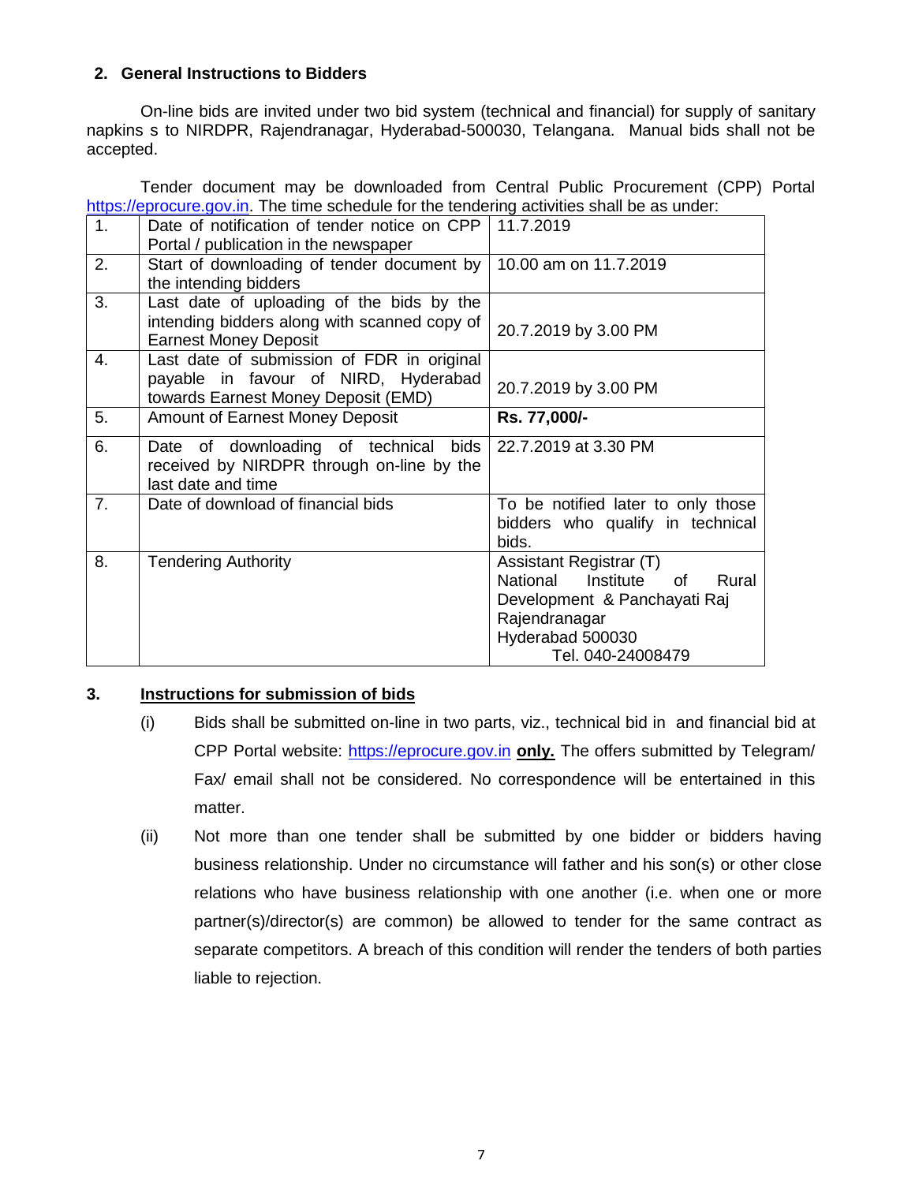## 2. General Instructions to Bidders

On-line bids are invited under two bid system (technical and financial) for supply of sanitary napkins s to NIRDPR, Rajendranagar, Hyderabad-500030, Telangana. Manual bids shall not be accepted.

Tender document may be downloaded from Central Public Procurement (CPP) Portal https://eprocure.gov.in. The time schedule for the tendering activities shall be as under:

| | | |
|---|---|---|
| 1. | Date of notification of tender notice on CPP Portal / publication in the newspaper | 11.7.2019 |
| 2. | Start of downloading of tender document by the intending bidders | 10.00 am on 11.7.2019 |
| 3. | Last date of uploading of the bids by the intending bidders along with scanned copy of Earnest Money Deposit | 20.7.2019 by 3.00 PM |
| 4. | Last date of submission of FDR in original payable in favour of NIRD, Hyderabad towards Earnest Money Deposit (EMD) | 20.7.2019 by 3.00 PM |
| 5. | Amount of Earnest Money Deposit | **Rs. 77,000/-** |
| 6. | Date of downloading of technical bids received by NIRDPR through on-line by the last date and time | 22.7.2019 at 3.30 PM |
| 7. | Date of download of financial bids | To be notified later to only those bidders who qualify in technical bids. |
| 8. | Tendering Authority | Assistant Registrar (T)<br>National Institute of Rural Development & Panchayati Raj<br>Rajendranagar<br>Hyderabad 500030<br>Tel. 040-24008479 |

## 3. Instructions for submission of bids

(i) Bids shall be submitted on-line in two parts, viz., technical bid in and financial bid at CPP Portal website: https://eprocure.gov.in **only.** The offers submitted by Telegram/ Fax/ email shall not be considered. No correspondence will be entertained in this matter.

(ii) Not more than one tender shall be submitted by one bidder or bidders having business relationship. Under no circumstance will father and his son(s) or other close relations who have business relationship with one another (i.e. when one or more partner(s)/director(s) are common) be allowed to tender for the same contract as separate competitors. A breach of this condition will render the tenders of both parties liable to rejection.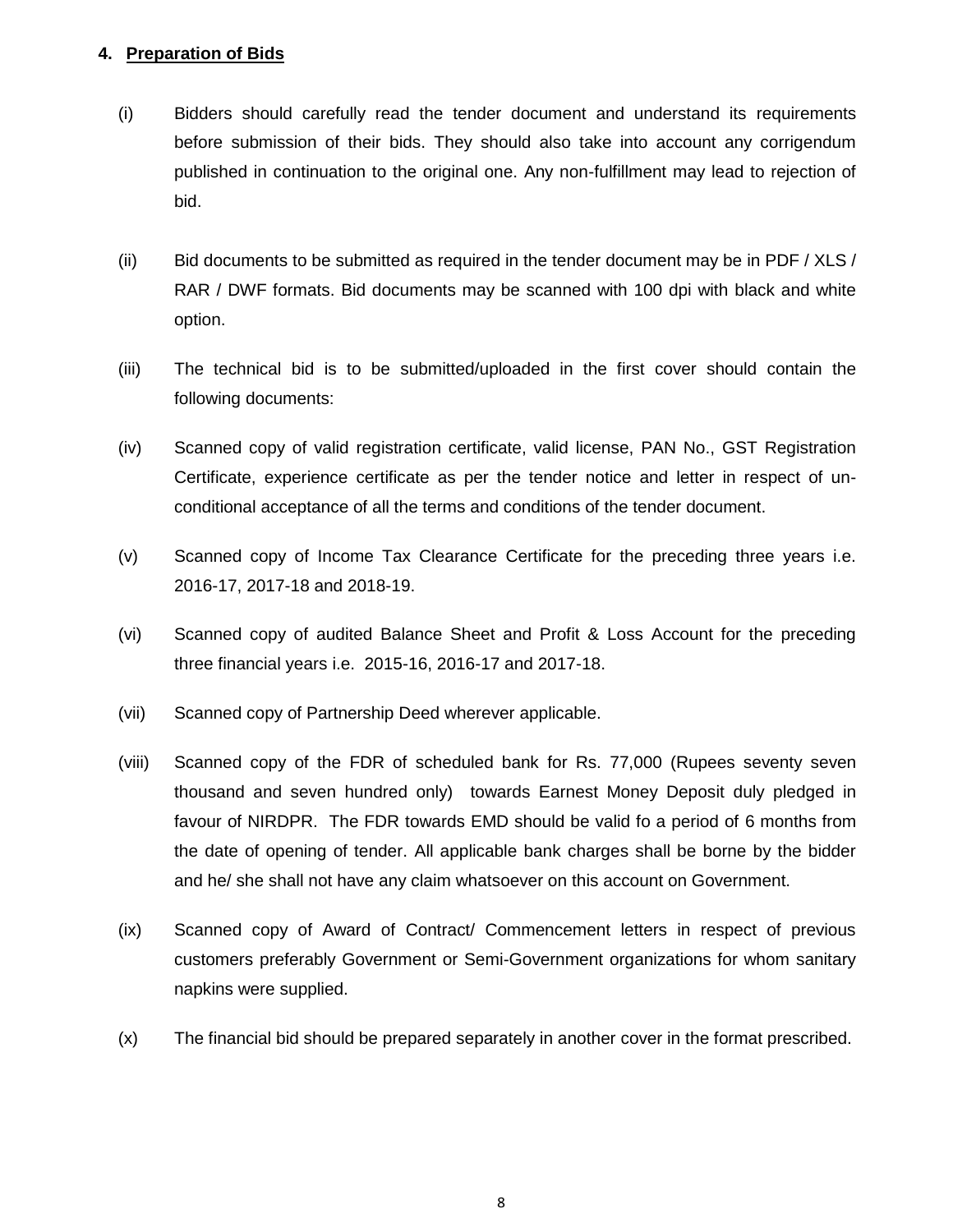**4. <u>Preparation of Bids</u>**

(i) Bidders should carefully read the tender document and understand its requirements before submission of their bids. They should also take into account any corrigendum published in continuation to the original one. Any non-fulfillment may lead to rejection of bid.

(ii) Bid documents to be submitted as required in the tender document may be in PDF / XLS / RAR / DWF formats. Bid documents may be scanned with 100 dpi with black and white option.

(iii) The technical bid is to be submitted/uploaded in the first cover should contain the following documents:

(iv) Scanned copy of valid registration certificate, valid license, PAN No., GST Registration Certificate, experience certificate as per the tender notice and letter in respect of un-conditional acceptance of all the terms and conditions of the tender document.

(v) Scanned copy of Income Tax Clearance Certificate for the preceding three years i.e. 2016-17, 2017-18 and 2018-19.

(vi) Scanned copy of audited Balance Sheet and Profit & Loss Account for the preceding three financial years i.e. 2015-16, 2016-17 and 2017-18.

(vii) Scanned copy of Partnership Deed wherever applicable.

(viii) Scanned copy of the FDR of scheduled bank for Rs. 77,000 (Rupees seventy seven thousand and seven hundred only) towards Earnest Money Deposit duly pledged in favour of NIRDPR. The FDR towards EMD should be valid fo a period of 6 months from the date of opening of tender. All applicable bank charges shall be borne by the bidder and he/ she shall not have any claim whatsoever on this account on Government.

(ix) Scanned copy of Award of Contract/ Commencement letters in respect of previous customers preferably Government or Semi-Government organizations for whom sanitary napkins were supplied.

(x) The financial bid should be prepared separately in another cover in the format prescribed.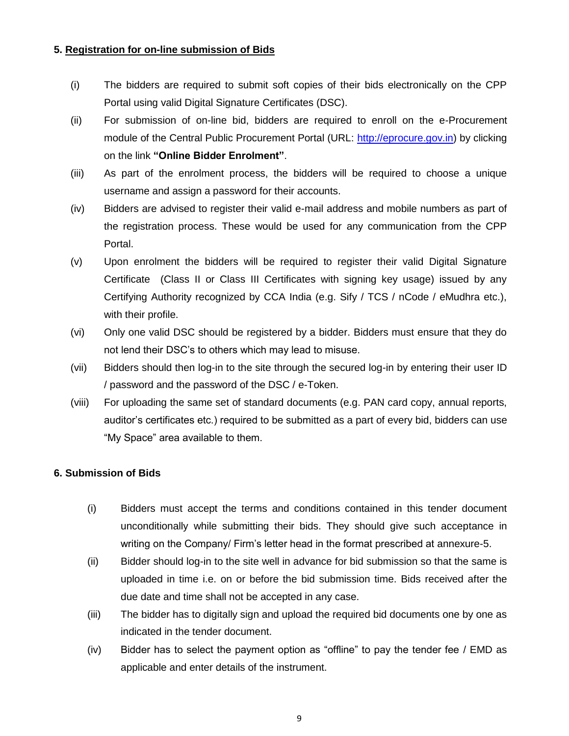## 5. Registration for on-line submission of Bids

(i) The bidders are required to submit soft copies of their bids electronically on the CPP Portal using valid Digital Signature Certificates (DSC).

(ii) For submission of on-line bid, bidders are required to enroll on the e-Procurement module of the Central Public Procurement Portal (URL: http://eprocure.gov.in) by clicking on the link **"Online Bidder Enrolment"**.

(iii) As part of the enrolment process, the bidders will be required to choose a unique username and assign a password for their accounts.

(iv) Bidders are advised to register their valid e-mail address and mobile numbers as part of the registration process. These would be used for any communication from the CPP Portal.

(v) Upon enrolment the bidders will be required to register their valid Digital Signature Certificate (Class II or Class III Certificates with signing key usage) issued by any Certifying Authority recognized by CCA India (e.g. Sify / TCS / nCode / eMudhra etc.), with their profile.

(vi) Only one valid DSC should be registered by a bidder. Bidders must ensure that they do not lend their DSC's to others which may lead to misuse.

(vii) Bidders should then log-in to the site through the secured log-in by entering their user ID / password and the password of the DSC / e-Token.

(viii) For uploading the same set of standard documents (e.g. PAN card copy, annual reports, auditor's certificates etc.) required to be submitted as a part of every bid, bidders can use "My Space" area available to them.

## 6. Submission of Bids

(i) Bidders must accept the terms and conditions contained in this tender document unconditionally while submitting their bids. They should give such acceptance in writing on the Company/ Firm's letter head in the format prescribed at annexure-5.

(ii) Bidder should log-in to the site well in advance for bid submission so that the same is uploaded in time i.e. on or before the bid submission time. Bids received after the due date and time shall not be accepted in any case.

(iii) The bidder has to digitally sign and upload the required bid documents one by one as indicated in the tender document.

(iv) Bidder has to select the payment option as "offline" to pay the tender fee / EMD as applicable and enter details of the instrument.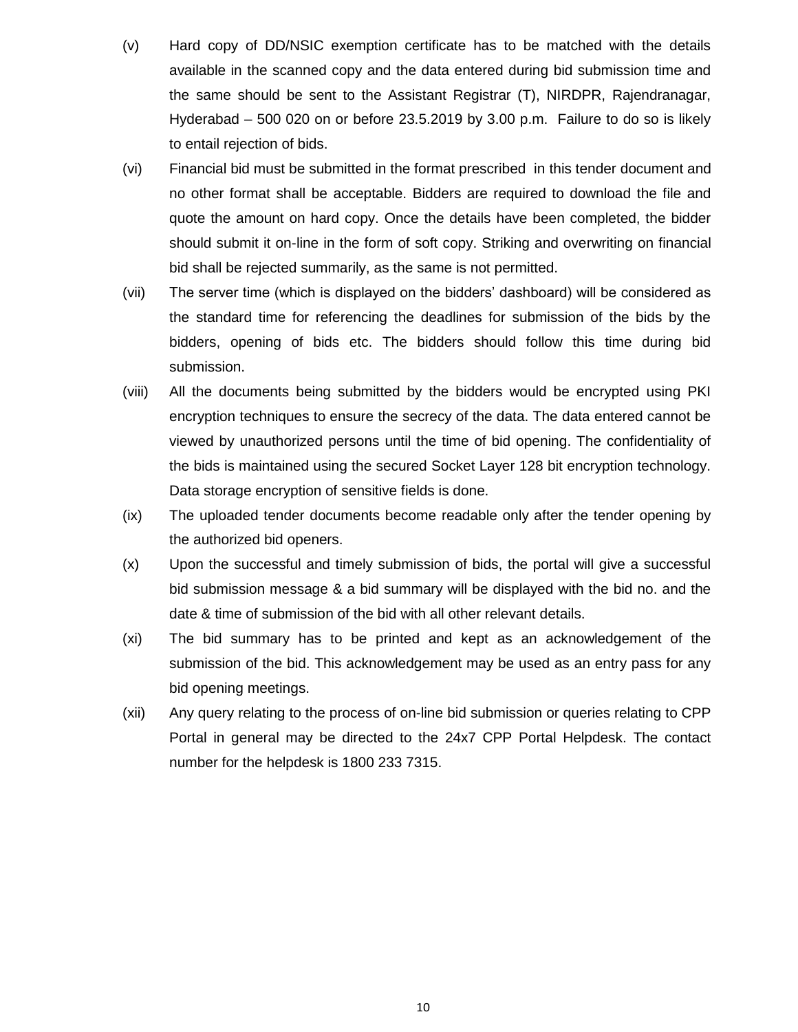(v) Hard copy of DD/NSIC exemption certificate has to be matched with the details available in the scanned copy and the data entered during bid submission time and the same should be sent to the Assistant Registrar (T), NIRDPR, Rajendranagar, Hyderabad – 500 020 on or before 23.5.2019 by 3.00 p.m. Failure to do so is likely to entail rejection of bids.

(vi) Financial bid must be submitted in the format prescribed in this tender document and no other format shall be acceptable. Bidders are required to download the file and quote the amount on hard copy. Once the details have been completed, the bidder should submit it on-line in the form of soft copy. Striking and overwriting on financial bid shall be rejected summarily, as the same is not permitted.

(vii) The server time (which is displayed on the bidders' dashboard) will be considered as the standard time for referencing the deadlines for submission of the bids by the bidders, opening of bids etc. The bidders should follow this time during bid submission.

(viii) All the documents being submitted by the bidders would be encrypted using PKI encryption techniques to ensure the secrecy of the data. The data entered cannot be viewed by unauthorized persons until the time of bid opening. The confidentiality of the bids is maintained using the secured Socket Layer 128 bit encryption technology. Data storage encryption of sensitive fields is done.

(ix) The uploaded tender documents become readable only after the tender opening by the authorized bid openers.

(x) Upon the successful and timely submission of bids, the portal will give a successful bid submission message & a bid summary will be displayed with the bid no. and the date & time of submission of the bid with all other relevant details.

(xi) The bid summary has to be printed and kept as an acknowledgement of the submission of the bid. This acknowledgement may be used as an entry pass for any bid opening meetings.

(xii) Any query relating to the process of on-line bid submission or queries relating to CPP Portal in general may be directed to the 24x7 CPP Portal Helpdesk. The contact number for the helpdesk is 1800 233 7315.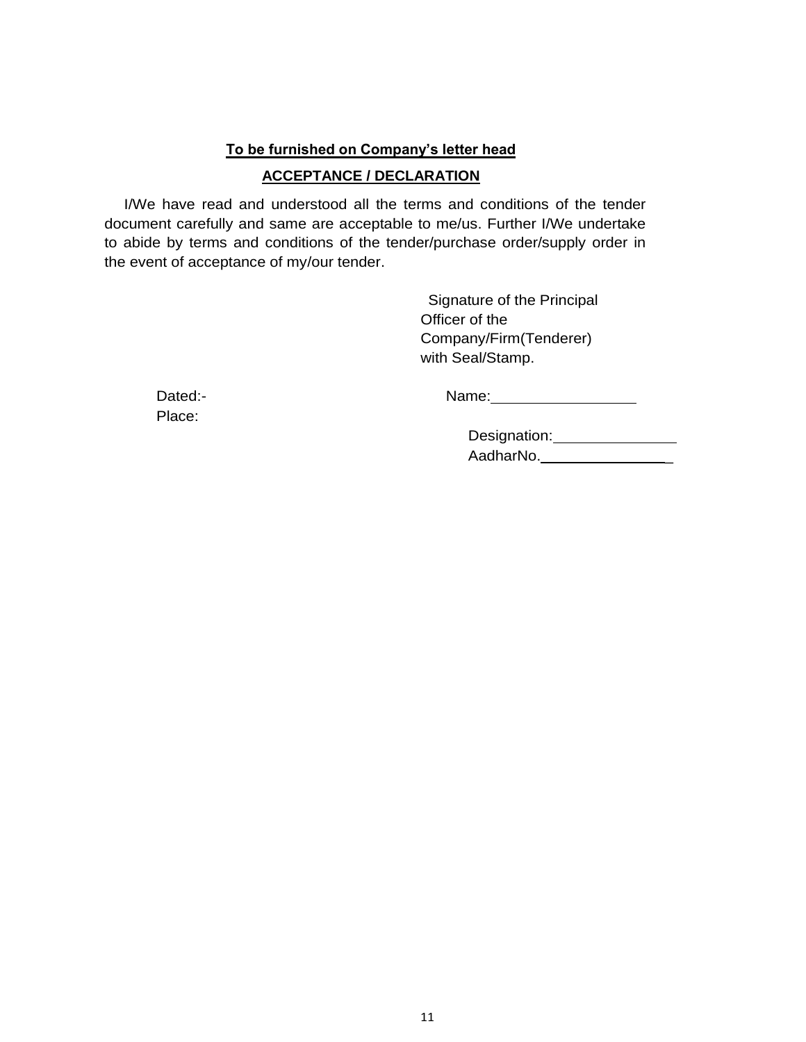**To be furnished on Company's letter head**

## ACCEPTANCE / DECLARATION

I/We have read and understood all the terms and conditions of the tender document carefully and same are acceptable to me/us. Further I/We undertake to abide by terms and conditions of the tender/purchase order/supply order in the event of acceptance of my/our tender.

Signature of the Principal Officer of the Company/Firm(Tenderer) with Seal/Stamp.

Dated:-

Place:

Name:\_\_\_\_\_\_\_\_\_\_\_\_\_\_\_\_\_\_

Designation:\_\_\_\_\_\_\_\_\_\_\_\_\_\_\_\_

AadharNo.\_\_\_\_\_\_\_\_\_\_\_\_\_\_\_\_\_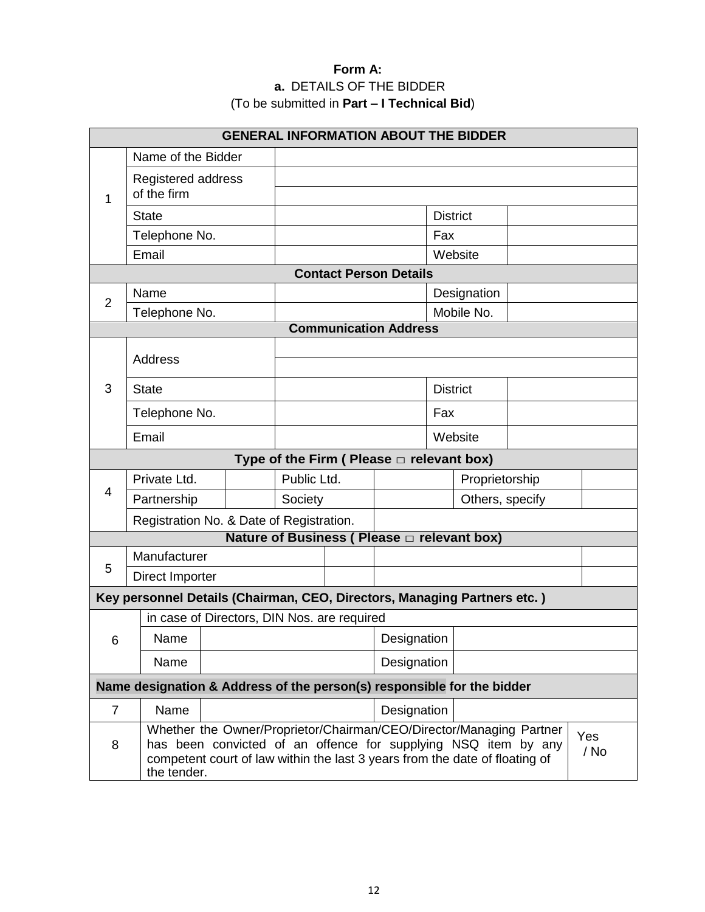**Form A:**

**a.** DETAILS OF THE BIDDER

(To be submitted in **Part – I Technical Bid**)

| **GENERAL INFORMATION ABOUT THE BIDDER** | | | | | |
|---|---|---|---|---|---|
| 1 | Name of the Bidder | | | | |
| | Registered address of the firm | | | | |
| | State | | District | | |
| | Telephone No. | | Fax | | |
| | Email | | Website | | |
| **Contact Person Details** | | | | | |
| 2 | Name | | Designation | | |
| | Telephone No. | | Mobile No. | | |
| **Communication Address** | | | | | |
| 3 | Address | | | | |
| | State | | District | | |
| | Telephone No. | | Fax | | |
| | Email | | Website | | |

| **Type of the Firm ( Please □ relevant box)** | | | | | | | |
|---|---|---|---|---|---|---|---|
| 4 | Private Ltd. | | Public Ltd. | | Proprietorship | | |
| | Partnership | | Society | | Others, specify | | |
| | Registration No. & Date of Registration. | | | | | | |
| **Nature of Business ( Please □ relevant box)** | | | | | | | |
| 5 | Manufacturer | | | | | | |
| | Direct Importer | | | | | | |

| **Key personnel Details (Chairman, CEO, Directors, Managing Partners etc. )** | | | | |
|---|---|---|---|---|
| 6 | in case of Directors, DIN Nos. are required | | | |
| | Name | | Designation | |
| | Name | | Designation | |
| **Name designation & Address of the person(s) responsible for the bidder** | | | | |
| 7 | Name | | Designation | |
| 8 | Whether the Owner/Proprietor/Chairman/CEO/Director/Managing Partner has been convicted of an offence for supplying NSQ item by any competent court of law within the last 3 years from the date of floating of the tender. | | | Yes / No |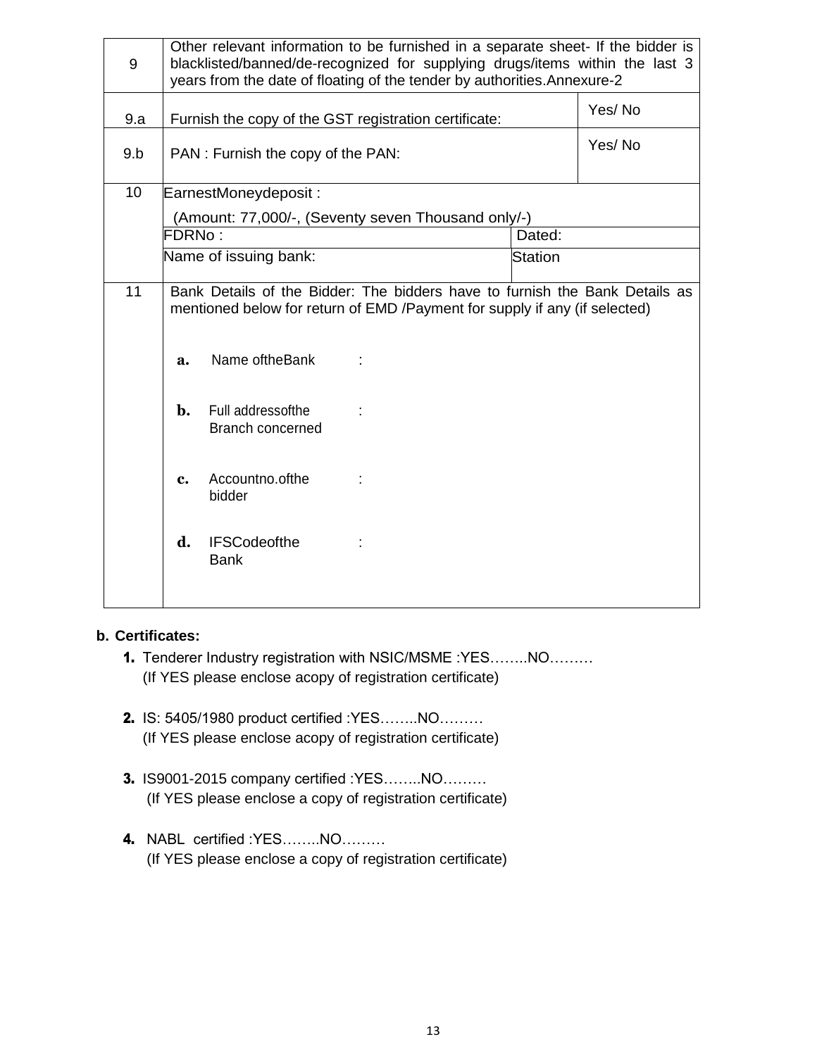| | | | |
|---|---|---|---|
| 9 | Other relevant information to be furnished in a separate sheet- If the bidder is blacklisted/banned/de-recognized for supplying drugs/items within the last 3 years from the date of floating of the tender by authorities.Annexure-2 | | |
| 9.a | Furnish the copy of the GST registration certificate: | | Yes/ No |
| 9.b | PAN : Furnish the copy of the PAN: | | Yes/ No |
| 10 | EarnestMoneydeposit :<br>(Amount: 77,000/-, (Seventy seven Thousand only/-) | | |
| | FDRNo : | Dated: | |
| | Name of issuing bank: | Station | |
| 11 | Bank Details of the Bidder: The bidders have to furnish the Bank Details as mentioned below for return of EMD /Payment for supply if any (if selected)<br><br>**a.** Name oftheBank :<br><br>**b.** Full addressofthe Branch concerned :<br><br>**c.** Accountno.ofthe bidder :<br><br>**d.** IFSCodeofthe Bank : | | |

**b. Certificates:**

1. Tenderer Industry registration with NSIC/MSME :YES……..NO………
   (If YES please enclose acopy of registration certificate)

2. IS: 5405/1980 product certified :YES……..NO………
   (If YES please enclose acopy of registration certificate)

3. IS9001-2015 company certified :YES……..NO………
   (If YES please enclose a copy of registration certificate)

4. NABL certified :YES……..NO………
   (If YES please enclose a copy of registration certificate)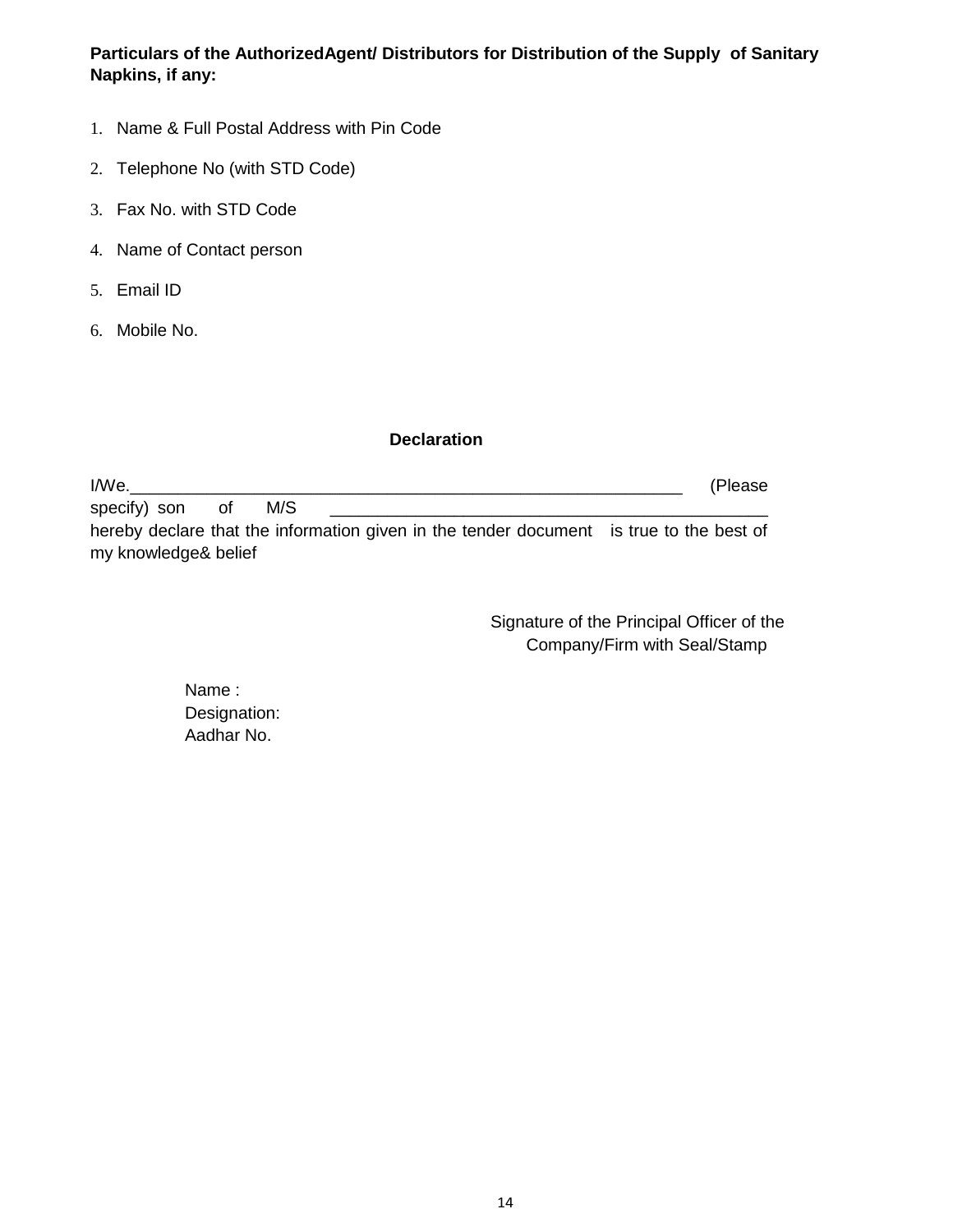**Particulars of the AuthorizedAgent/ Distributors for Distribution of the Supply of Sanitary Napkins, if any:**

1. Name & Full Postal Address with Pin Code
2. Telephone No (with STD Code)
3. Fax No. with STD Code
4. Name of Contact person
5. Email ID
6. Mobile No.

**Declaration**

I/We.______________________________________________________________ (Please specify) son of M/S _______________________________________________ hereby declare that the information given in the tender document is true to the best of my knowledge& belief

Signature of the Principal Officer of the Company/Firm with Seal/Stamp

Name :
Designation:
Aadhar No.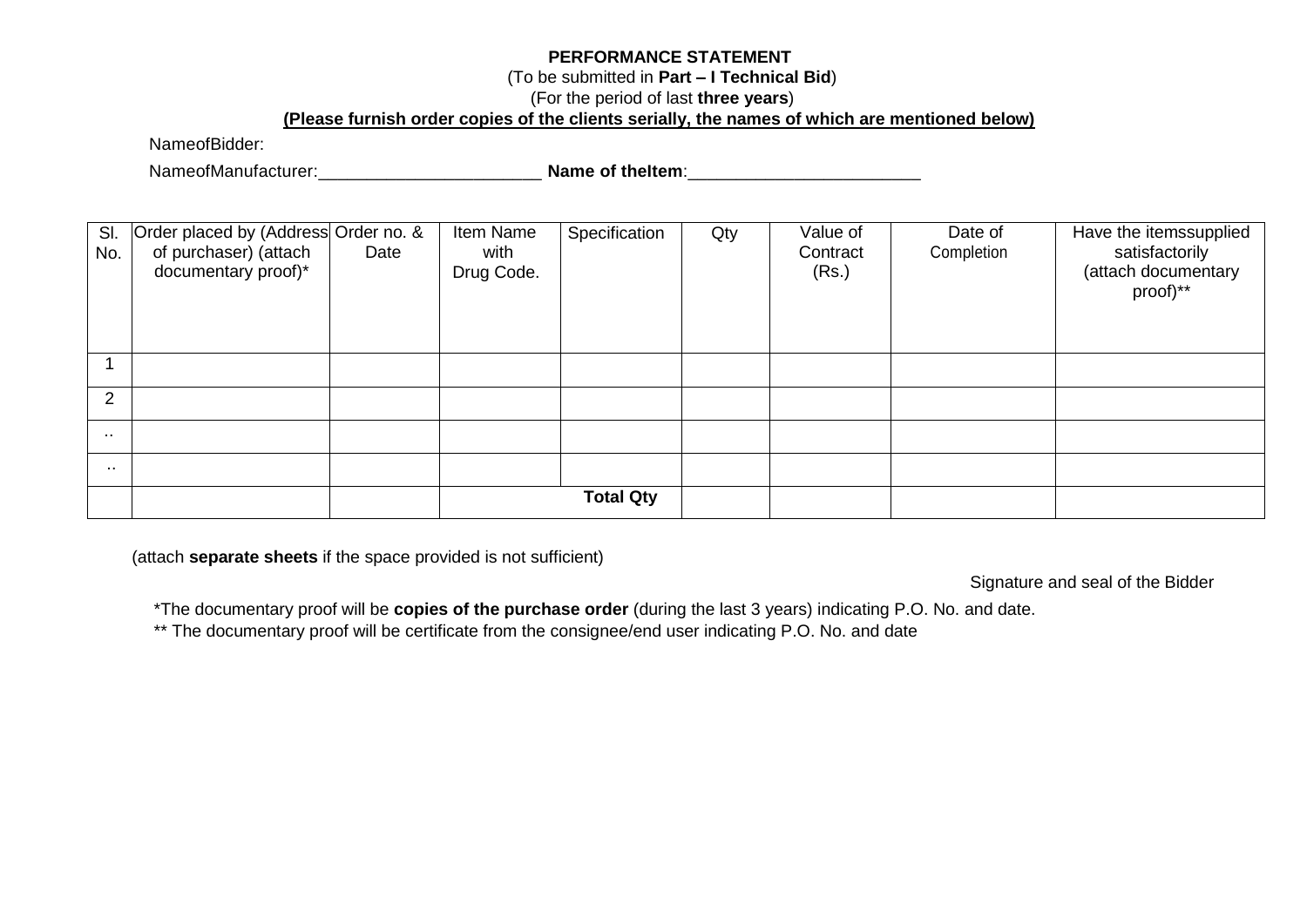**PERFORMANCE STATEMENT**

(To be submitted in **Part – I Technical Bid**)

(For the period of last **three years**)

**(Please furnish order copies of the clients serially, the names of which are mentioned below)**

NameofBidder:

NameofManufacturer:_______________________ **Name of theItem**:________________________

| Sl. No. | Order placed by (Address of purchaser) (attach documentary proof)* | Order no. & Date | Item Name with Drug Code. | Specification | Qty | Value of Contract (Rs.) | Date of Completion | Have the itemssupplied satisfactorily (attach documentary proof)** |
|---|---|---|---|---|---|---|---|---|
| 1 | | | | | | | | |
| 2 | | | | | | | | |
| .. | | | | | | | | |
| .. | | | | | | | | |
| | | | **Total Qty** | | | | | |

(attach **separate sheets** if the space provided is not sufficient)

Signature and seal of the Bidder

*The documentary proof will be **copies of the purchase order** (during the last 3 years) indicating P.O. No. and date.

** The documentary proof will be certificate from the consignee/end user indicating P.O. No. and date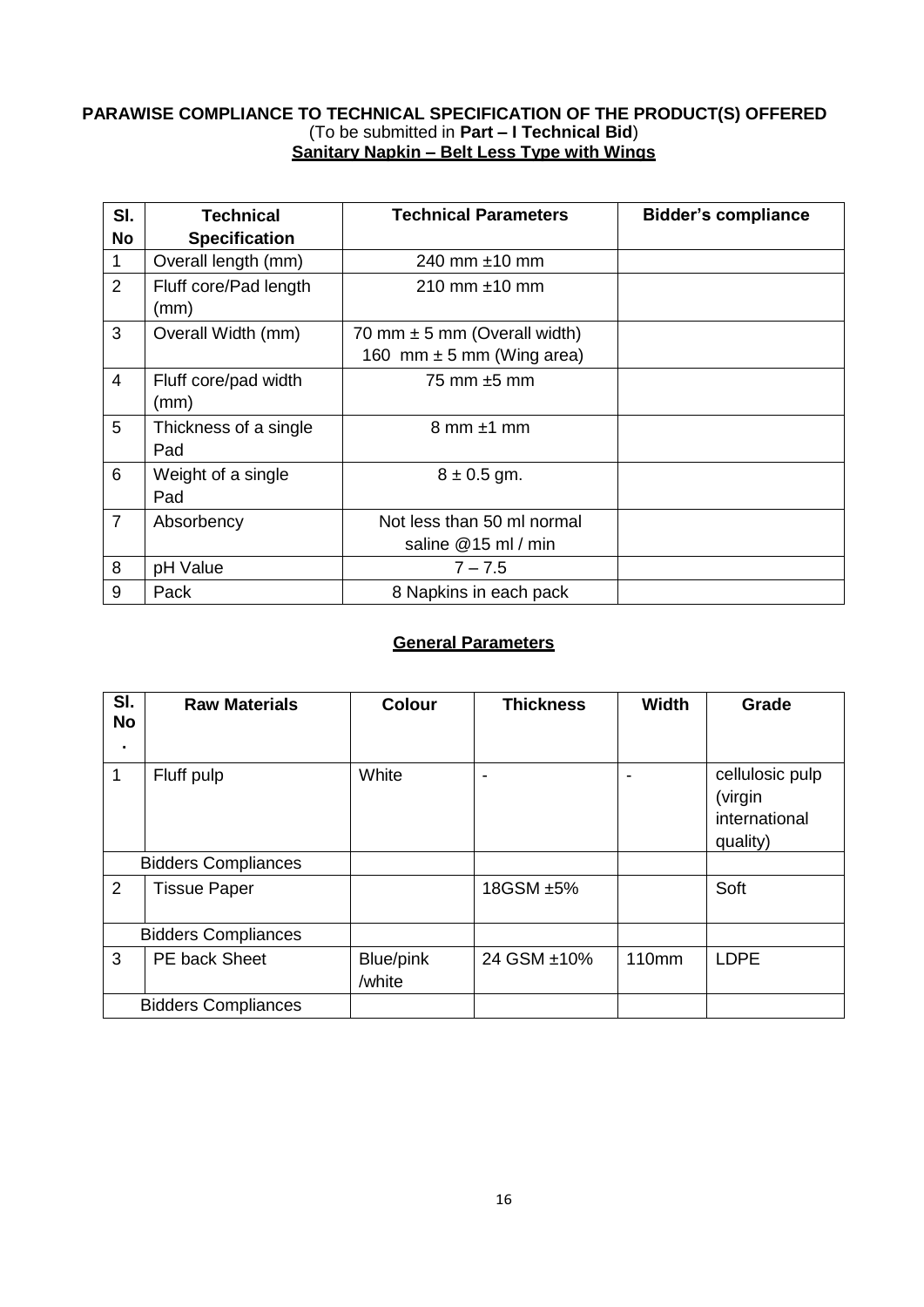**PARAWISE COMPLIANCE TO TECHNICAL SPECIFICATION OF THE PRODUCT(S) OFFERED**
(To be submitted in **Part – I Technical Bid**)
**Sanitary Napkin – Belt Less Type with Wings**

| Sl. No | Technical Specification | Technical Parameters | Bidder's compliance |
|---|---|---|---|
| 1 | Overall length (mm) | 240 mm ±10 mm | |
| 2 | Fluff core/Pad length (mm) | 210 mm ±10 mm | |
| 3 | Overall Width (mm) | 70 mm ± 5 mm (Overall width)<br>160 mm ± 5 mm (Wing area) | |
| 4 | Fluff core/pad width (mm) | 75 mm ±5 mm | |
| 5 | Thickness of a single Pad | 8 mm ±1 mm | |
| 6 | Weight of a single Pad | 8 ± 0.5 gm. | |
| 7 | Absorbency | Not less than 50 ml normal saline @15 ml / min | |
| 8 | pH Value | 7 – 7.5 | |
| 9 | Pack | 8 Napkins in each pack | |

**General Parameters**

| Sl. No. | Raw Materials | Colour | Thickness | Width | Grade |
|---|---|---|---|---|---|
| 1 | Fluff pulp | White | - | - | cellulosic pulp (virgin international quality) |
| | Bidders Compliances | | | | |
| 2 | Tissue Paper | | 18GSM ±5% | | Soft |
| | Bidders Compliances | | | | |
| 3 | PE back Sheet | Blue/pink /white | 24 GSM ±10% | 110mm | LDPE |
| | Bidders Compliances | | | | |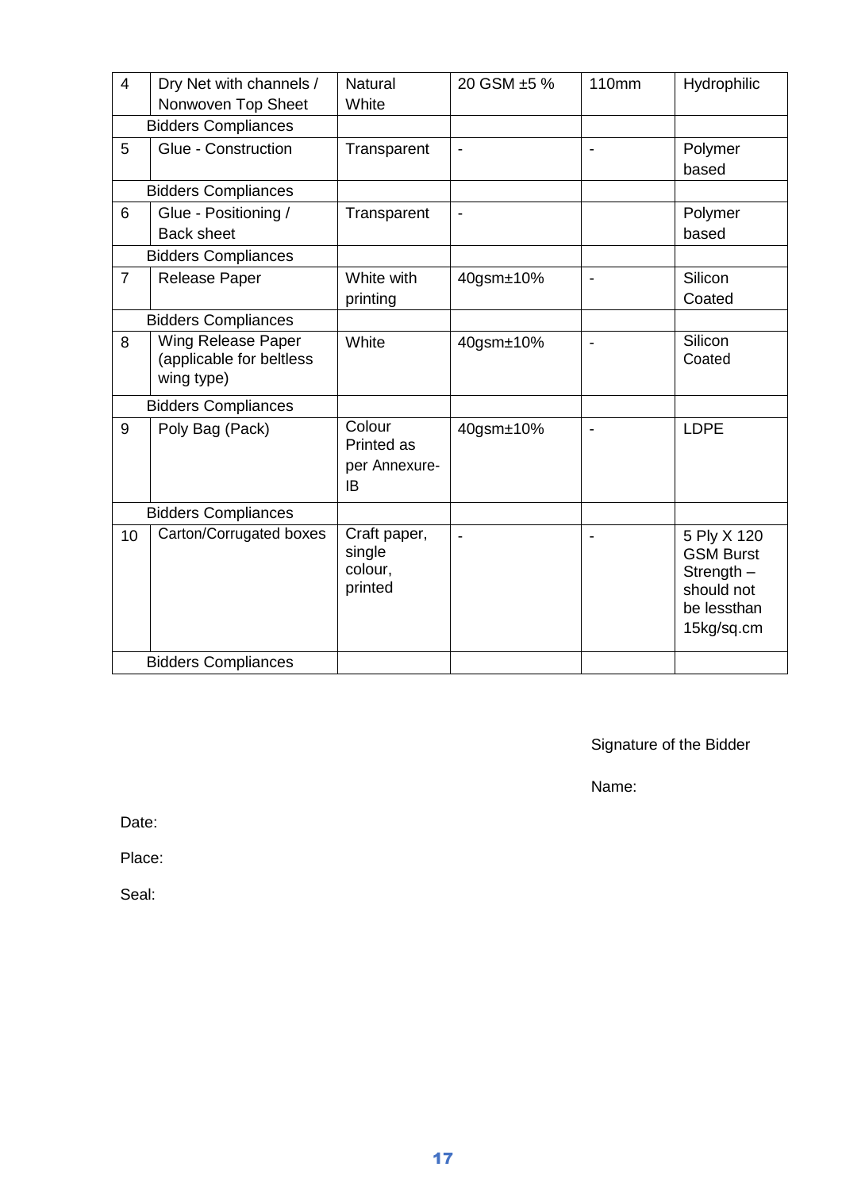| 4 | Dry Net with channels / Nonwoven Top Sheet | Natural White | 20 GSM ±5 % | 110mm | Hydrophilic |
|---|---|---|---|---|---|
| | Bidders Compliances | | | | |
| 5 | Glue - Construction | Transparent | - | - | Polymer based |
| | Bidders Compliances | | | | |
| 6 | Glue - Positioning / Back sheet | Transparent | - | | Polymer based |
| | Bidders Compliances | | | | |
| 7 | Release Paper | White with printing | 40gsm±10% | - | Silicon Coated |
| | Bidders Compliances | | | | |
| 8 | Wing Release Paper (applicable for beltless wing type) | White | 40gsm±10% | - | Silicon Coated |
| | Bidders Compliances | | | | |
| 9 | Poly Bag (Pack) | Colour Printed as per Annexure-IB | 40gsm±10% | - | LDPE |
| | Bidders Compliances | | | | |
| 10 | Carton/Corrugated boxes | Craft paper, single colour, printed | - | - | 5 Ply X 120 GSM Burst Strength – should not be lessthan 15kg/sq.cm |
| | Bidders Compliances | | | | |

Signature of the Bidder

Name:

Date:

Place:

Seal: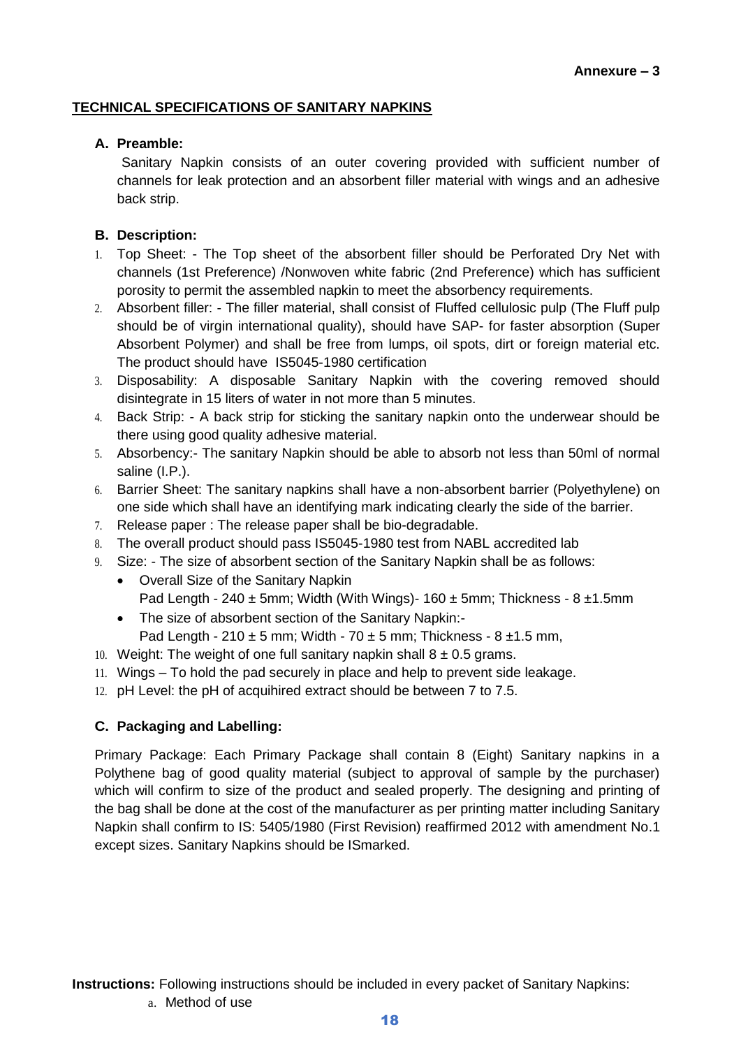**Annexure – 3**

## TECHNICAL SPECIFICATIONS OF SANITARY NAPKINS

### A. Preamble:

Sanitary Napkin consists of an outer covering provided with sufficient number of channels for leak protection and an absorbent filler material with wings and an adhesive back strip.

### B. Description:

1. Top Sheet: - The Top sheet of the absorbent filler should be Perforated Dry Net with channels (1st Preference) /Nonwoven white fabric (2nd Preference) which has sufficient porosity to permit the assembled napkin to meet the absorbency requirements.
2. Absorbent filler: - The filler material, shall consist of Fluffed cellulosic pulp (The Fluff pulp should be of virgin international quality), should have SAP- for faster absorption (Super Absorbent Polymer) and shall be free from lumps, oil spots, dirt or foreign material etc. The product should have IS5045-1980 certification
3. Disposability: A disposable Sanitary Napkin with the covering removed should disintegrate in 15 liters of water in not more than 5 minutes.
4. Back Strip: - A back strip for sticking the sanitary napkin onto the underwear should be there using good quality adhesive material.
5. Absorbency:- The sanitary Napkin should be able to absorb not less than 50ml of normal saline (I.P.).
6. Barrier Sheet: The sanitary napkins shall have a non-absorbent barrier (Polyethylene) on one side which shall have an identifying mark indicating clearly the side of the barrier.
7. Release paper : The release paper shall be bio-degradable.
8. The overall product should pass IS5045-1980 test from NABL accredited lab
9. Size: - The size of absorbent section of the Sanitary Napkin shall be as follows:
   - Overall Size of the Sanitary Napkin
     Pad Length - 240 ± 5mm; Width (With Wings)- 160 ± 5mm; Thickness - 8 ±1.5mm
   - The size of absorbent section of the Sanitary Napkin:-
     Pad Length - 210 ± 5 mm; Width - 70 ± 5 mm; Thickness - 8 ±1.5 mm,
10. Weight: The weight of one full sanitary napkin shall 8 ± 0.5 grams.
11. Wings – To hold the pad securely in place and help to prevent side leakage.
12. pH Level: the pH of acquihired extract should be between 7 to 7.5.

### C. Packaging and Labelling:

Primary Package: Each Primary Package shall contain 8 (Eight) Sanitary napkins in a Polythene bag of good quality material (subject to approval of sample by the purchaser) which will confirm to size of the product and sealed properly. The designing and printing of the bag shall be done at the cost of the manufacturer as per printing matter including Sanitary Napkin shall confirm to IS: 5405/1980 (First Revision) reaffirmed 2012 with amendment No.1 except sizes. Sanitary Napkins should be ISmarked.

**Instructions:** Following instructions should be included in every packet of Sanitary Napkins:

a. Method of use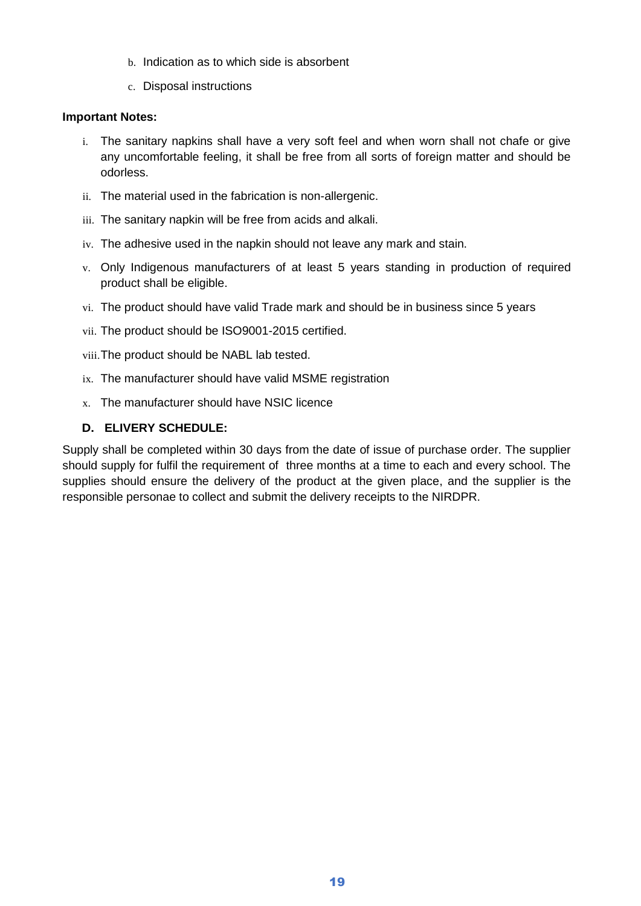b. Indication as to which side is absorbent

c. Disposal instructions

**Important Notes:**

i. The sanitary napkins shall have a very soft feel and when worn shall not chafe or give any uncomfortable feeling, it shall be free from all sorts of foreign matter and should be odorless.

ii. The material used in the fabrication is non-allergenic.

iii. The sanitary napkin will be free from acids and alkali.

iv. The adhesive used in the napkin should not leave any mark and stain.

v. Only Indigenous manufacturers of at least 5 years standing in production of required product shall be eligible.

vi. The product should have valid Trade mark and should be in business since 5 years

vii. The product should be ISO9001-2015 certified.

viii. The product should be NABL lab tested.

ix. The manufacturer should have valid MSME registration

x. The manufacturer should have NSIC licence

**D. ELIVERY SCHEDULE:**

Supply shall be completed within 30 days from the date of issue of purchase order. The supplier should supply for fulfil the requirement of three months at a time to each and every school. The supplies should ensure the delivery of the product at the given place, and the supplier is the responsible personae to collect and submit the delivery receipts to the NIRDPR.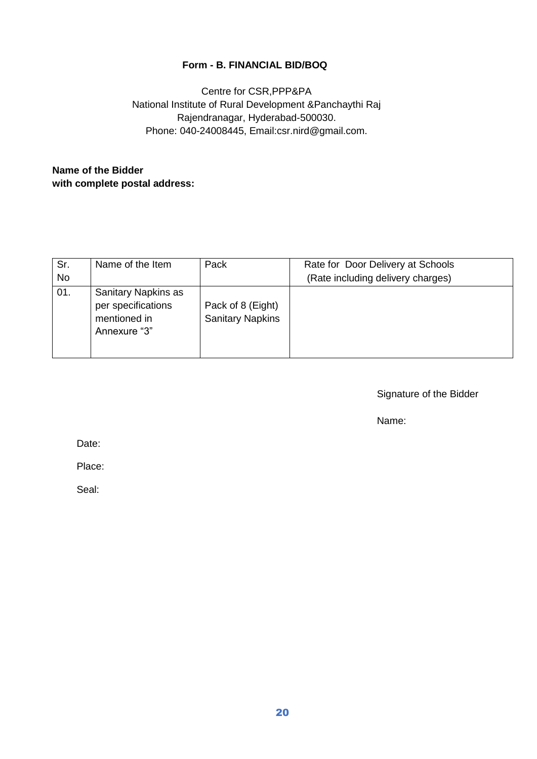**Form - B. FINANCIAL BID/BOQ**

Centre for CSR,PPP&PA
National Institute of Rural Development &Panchaythi Raj
Rajendranagar, Hyderabad-500030.
Phone: 040-24008445, Email:csr.nird@gmail.com.

**Name of the Bidder**
**with complete postal address:**

| Sr. No | Name of the Item | Pack | Rate for Door Delivery at Schools (Rate including delivery charges) |
|---|---|---|---|
| 01. | Sanitary Napkins as per specifications mentioned in Annexure "3" | Pack of 8 (Eight) Sanitary Napkins | |

Signature of the Bidder

Name:

Date:

Place:

Seal: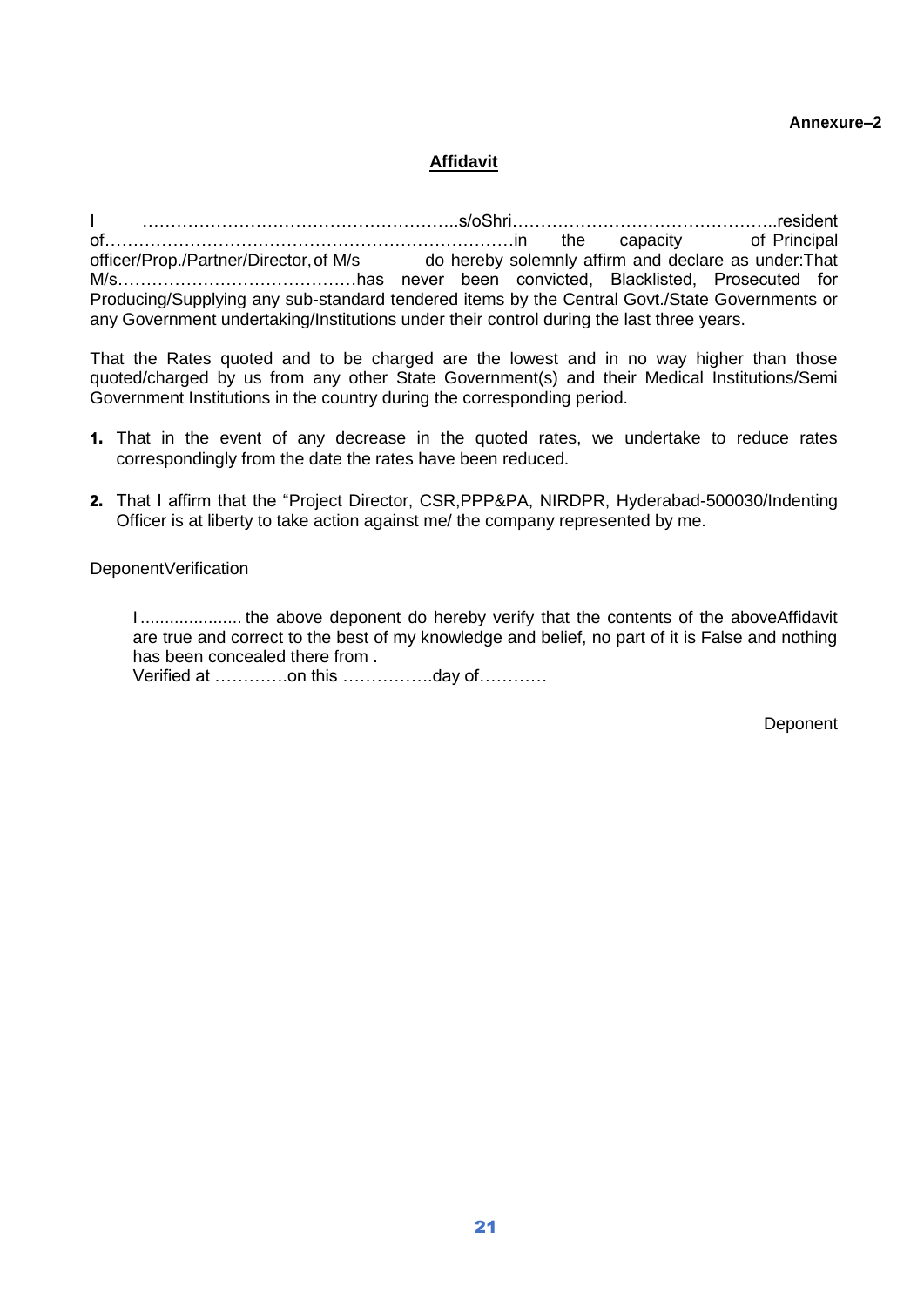**Annexure–2**

## <u>Affidavit</u>

I ………………………………………………..s/oShri………………………………………..resident of………………………………………………………………in the capacity of Principal officer/Prop./Partner/Director, of M/s do hereby solemnly affirm and declare as under:That M/s……………………………………has never been convicted, Blacklisted, Prosecuted for Producing/Supplying any sub-standard tendered items by the Central Govt./State Governments or any Government undertaking/Institutions under their control during the last three years.

That the Rates quoted and to be charged are the lowest and in no way higher than those quoted/charged by us from any other State Government(s) and their Medical Institutions/Semi Government Institutions in the country during the corresponding period.

1. That in the event of any decrease in the quoted rates, we undertake to reduce rates correspondingly from the date the rates have been reduced.
2. That I affirm that the "Project Director, CSR,PPP&PA, NIRDPR, Hyderabad-500030/Indenting Officer is at liberty to take action against me/ the company represented by me.

DeponentVerification

I ..................... the above deponent do hereby verify that the contents of the aboveAffidavit are true and correct to the best of my knowledge and belief, no part of it is False and nothing has been concealed there from .
Verified at ………….on this …………….day of…………

Deponent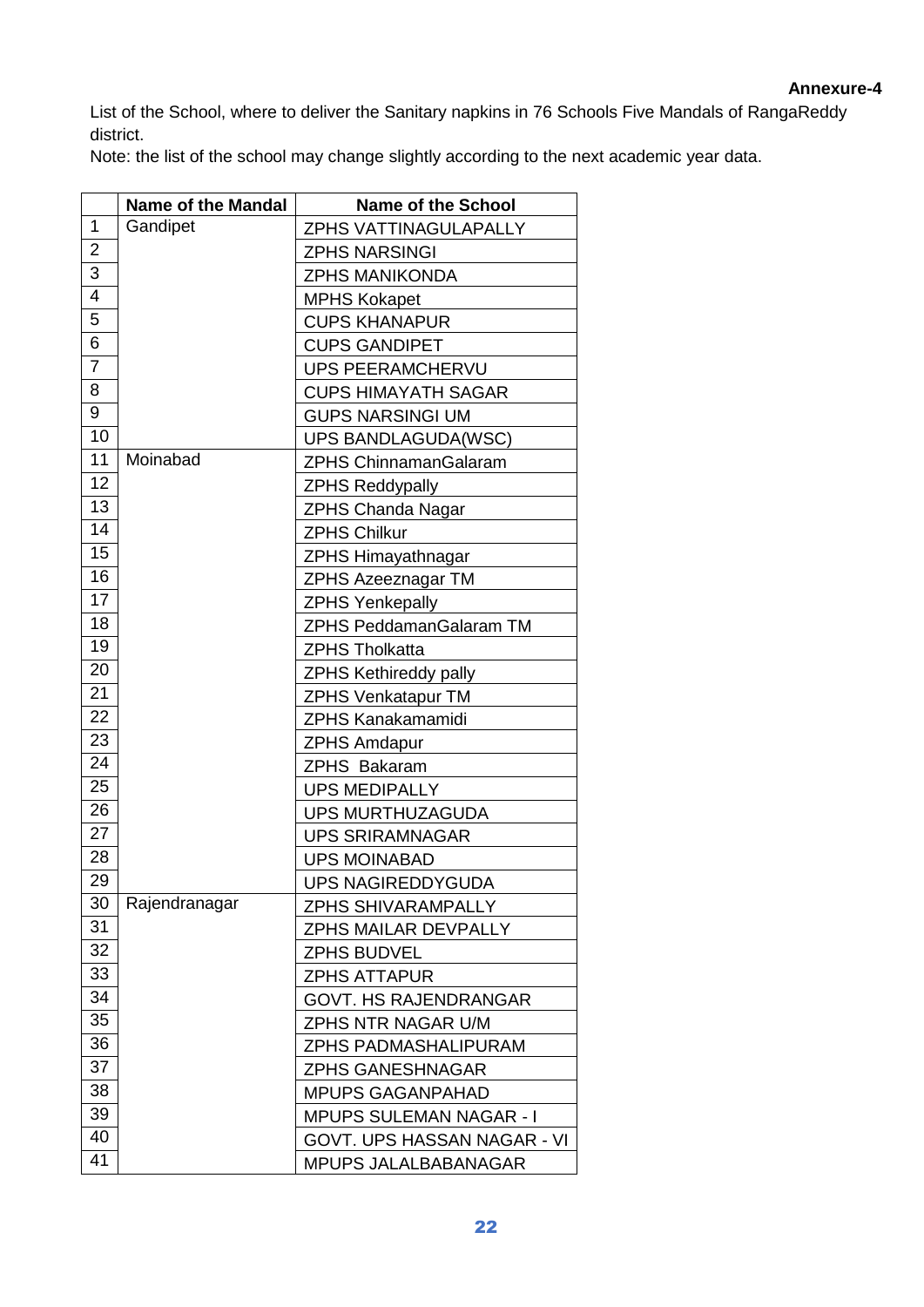**Annexure-4**

List of the School, where to deliver the Sanitary napkins in 76 Schools Five Mandals of RangaReddy district.

Note: the list of the school may change slightly according to the next academic year data.

| | Name of the Mandal | Name of the School |
|---|---|---|
| 1 | Gandipet | ZPHS VATTINAGULAPALLY |
| 2 | | ZPHS NARSINGI |
| 3 | | ZPHS MANIKONDA |
| 4 | | MPHS Kokapet |
| 5 | | CUPS KHANAPUR |
| 6 | | CUPS GANDIPET |
| 7 | | UPS PEERAMCHERVU |
| 8 | | CUPS HIMAYATH SAGAR |
| 9 | | GUPS NARSINGI UM |
| 10 | | UPS BANDLAGUDA(WSC) |
| 11 | Moinabad | ZPHS ChinnamanGalaram |
| 12 | | ZPHS Reddypally |
| 13 | | ZPHS Chanda Nagar |
| 14 | | ZPHS Chilkur |
| 15 | | ZPHS Himayathnagar |
| 16 | | ZPHS Azeeznagar TM |
| 17 | | ZPHS Yenkepally |
| 18 | | ZPHS PeddamanGalaram TM |
| 19 | | ZPHS Tholkatta |
| 20 | | ZPHS Kethireddy pally |
| 21 | | ZPHS Venkatapur TM |
| 22 | | ZPHS Kanakamamidi |
| 23 | | ZPHS Amdapur |
| 24 | | ZPHS Bakaram |
| 25 | | UPS MEDIPALLY |
| 26 | | UPS MURTHUZAGUDA |
| 27 | | UPS SRIRAMNAGAR |
| 28 | | UPS MOINABAD |
| 29 | | UPS NAGIREDDYGUDA |
| 30 | Rajendranagar | ZPHS SHIVARAMPALLY |
| 31 | | ZPHS MAILAR DEVPALLY |
| 32 | | ZPHS BUDVEL |
| 33 | | ZPHS ATTAPUR |
| 34 | | GOVT. HS RAJENDRANGAR |
| 35 | | ZPHS NTR NAGAR U/M |
| 36 | | ZPHS PADMASHALIPURAM |
| 37 | | ZPHS GANESHNAGAR |
| 38 | | MPUPS GAGANPAHAD |
| 39 | | MPUPS SULEMAN NAGAR - I |
| 40 | | GOVT. UPS HASSAN NAGAR - VI |
| 41 | | MPUPS JALALBABANAGAR |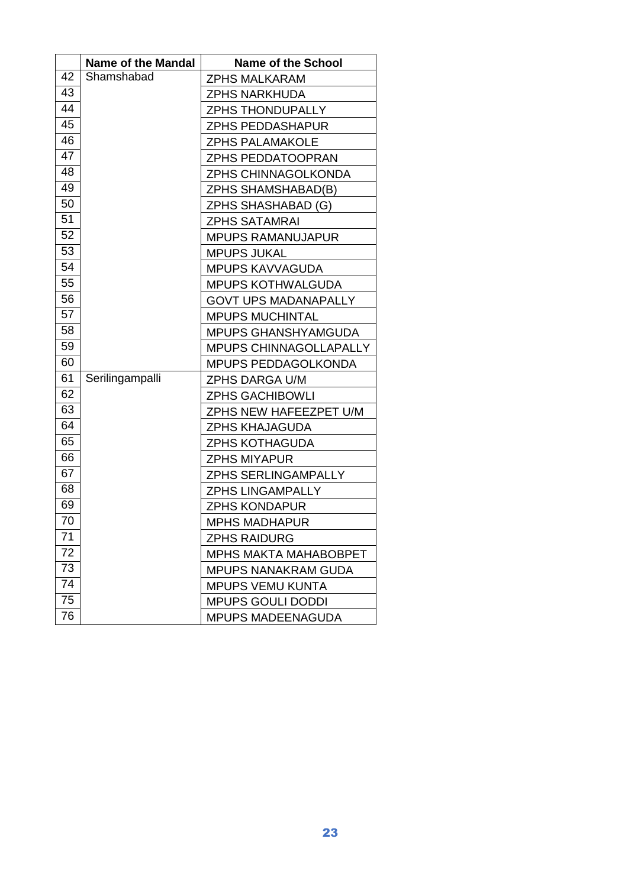| | Name of the Mandal | Name of the School |
|---|---|---|
| 42 | Shamshabad | ZPHS MALKARAM |
| 43 | | ZPHS NARKHUDA |
| 44 | | ZPHS THONDUPALLY |
| 45 | | ZPHS PEDDASHAPUR |
| 46 | | ZPHS PALAMAKOLE |
| 47 | | ZPHS PEDDATOOPRAN |
| 48 | | ZPHS CHINNAGOLKONDA |
| 49 | | ZPHS SHAMSHABAD(B) |
| 50 | | ZPHS SHASHABAD (G) |
| 51 | | ZPHS SATAMRAI |
| 52 | | MPUPS RAMANUJAPUR |
| 53 | | MPUPS JUKAL |
| 54 | | MPUPS KAVVAGUDA |
| 55 | | MPUPS KOTHWALGUDA |
| 56 | | GOVT UPS MADANAPALLY |
| 57 | | MPUPS MUCHINTAL |
| 58 | | MPUPS GHANSHYAMGUDA |
| 59 | | MPUPS CHINNAGOLLAPALLY |
| 60 | | MPUPS PEDDAGOLKONDA |
| 61 | Serilingampalli | ZPHS DARGA U/M |
| 62 | | ZPHS GACHIBOWLI |
| 63 | | ZPHS NEW HAFEEZPET U/M |
| 64 | | ZPHS KHAJAGUDA |
| 65 | | ZPHS KOTHAGUDA |
| 66 | | ZPHS MIYAPUR |
| 67 | | ZPHS SERLINGAMPALLY |
| 68 | | ZPHS LINGAMPALLY |
| 69 | | ZPHS KONDAPUR |
| 70 | | MPHS MADHAPUR |
| 71 | | ZPHS RAIDURG |
| 72 | | MPHS MAKTA MAHABOBPET |
| 73 | | MPUPS NANAKRAM GUDA |
| 74 | | MPUPS VEMU KUNTA |
| 75 | | MPUPS GOULI DODDI |
| 76 | | MPUPS MADEENAGUDA |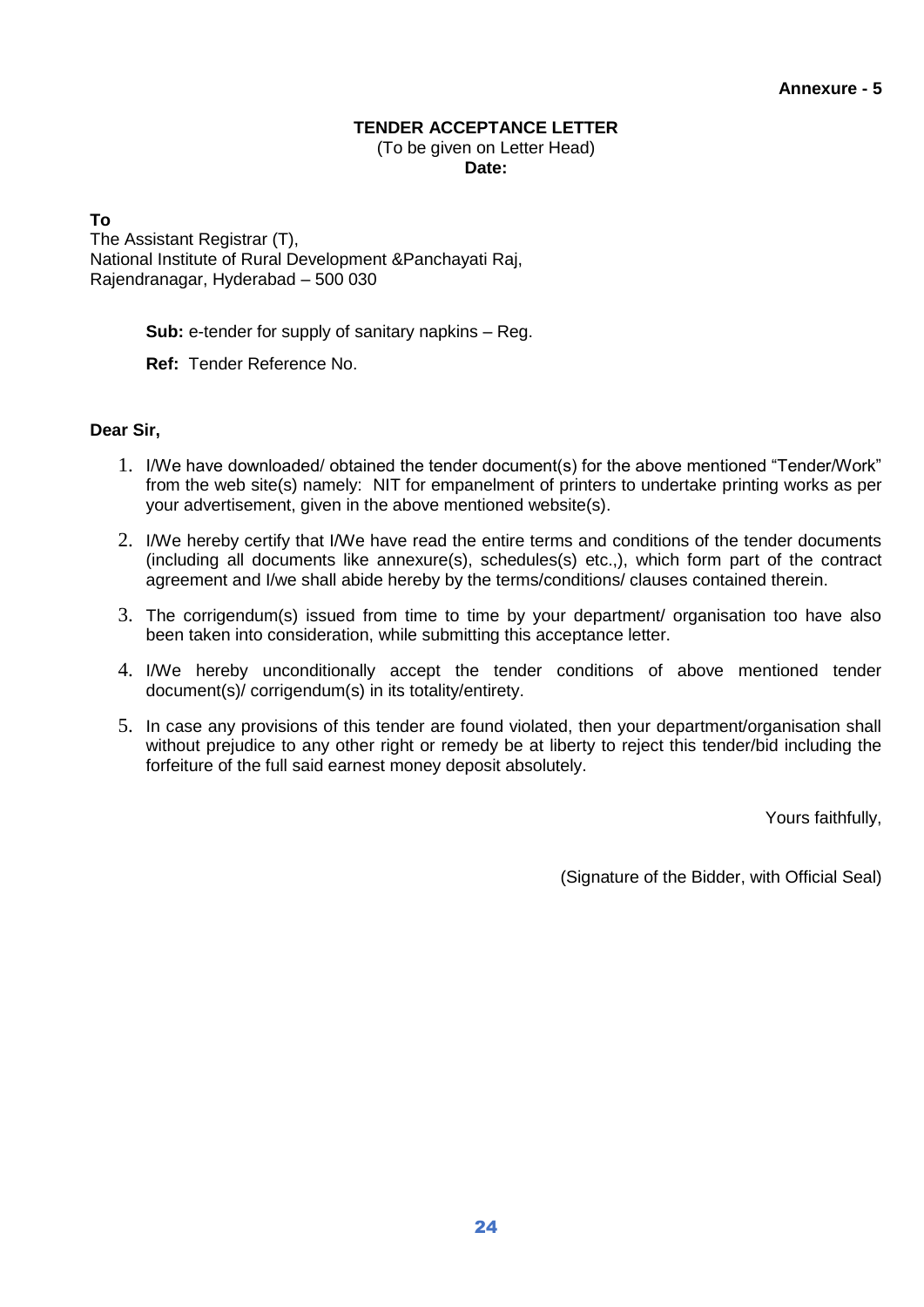**Annexure - 5**

# TENDER ACCEPTANCE LETTER

(To be given on Letter Head)

**Date:**

**To**
The Assistant Registrar (T),
National Institute of Rural Development &Panchayati Raj,
Rajendranagar, Hyderabad – 500 030

**Sub:** e-tender for supply of sanitary napkins – Reg.

**Ref:** Tender Reference No.

**Dear Sir,**

1. I/We have downloaded/ obtained the tender document(s) for the above mentioned "Tender/Work" from the web site(s) namely: NIT for empanelment of printers to undertake printing works as per your advertisement, given in the above mentioned website(s).
2. I/We hereby certify that I/We have read the entire terms and conditions of the tender documents (including all documents like annexure(s), schedules(s) etc.,), which form part of the contract agreement and I/we shall abide hereby by the terms/conditions/ clauses contained therein.
3. The corrigendum(s) issued from time to time by your department/ organisation too have also been taken into consideration, while submitting this acceptance letter.
4. I/We hereby unconditionally accept the tender conditions of above mentioned tender document(s)/ corrigendum(s) in its totality/entirety.
5. In case any provisions of this tender are found violated, then your department/organisation shall without prejudice to any other right or remedy be at liberty to reject this tender/bid including the forfeiture of the full said earnest money deposit absolutely.

Yours faithfully,

(Signature of the Bidder, with Official Seal)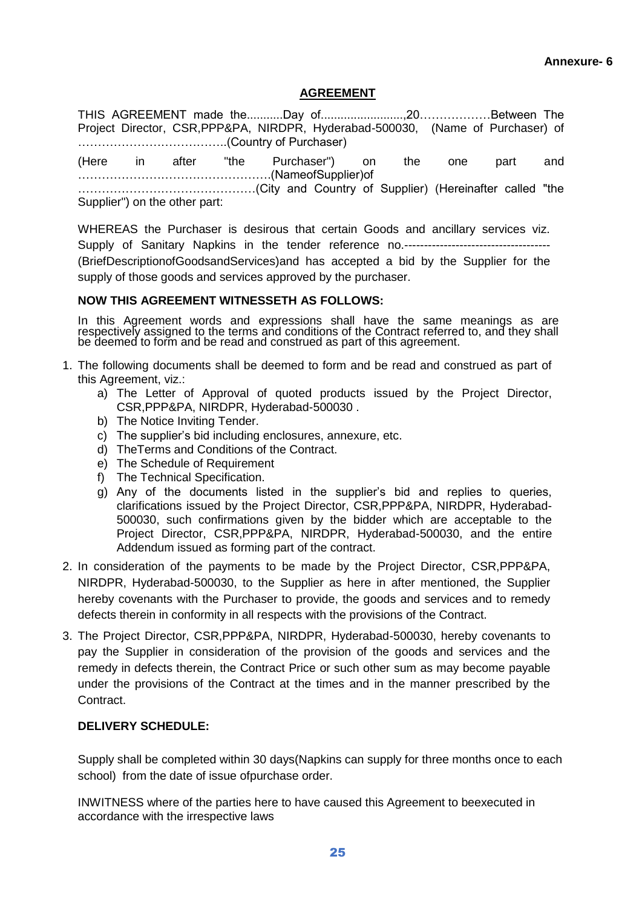**Annexure- 6**

## AGREEMENT

THIS AGREEMENT made the...........Day of........................,20………………Between The Project Director, CSR,PPP&PA, NIRDPR, Hyderabad-500030, (Name of Purchaser) of ………………………………..(Country of Purchaser)

(Here in after "the Purchaser") on the one part and ………………………………………….(NameofSupplier)of ………………………………………(City and Country of Supplier) (Hereinafter called "the Supplier") on the other part:

WHEREAS the Purchaser is desirous that certain Goods and ancillary services viz. Supply of Sanitary Napkins in the tender reference no.------------------------------------- (BriefDescriptionofGoodsandServices)and has accepted a bid by the Supplier for the supply of those goods and services approved by the purchaser.

**NOW THIS AGREEMENT WITNESSETH AS FOLLOWS:**

In this Agreement words and expressions shall have the same meanings as are respectively assigned to the terms and conditions of the Contract referred to, and they shall be deemed to form and be read and construed as part of this agreement.

1. The following documents shall be deemed to form and be read and construed as part of this Agreement, viz.:
   a) The Letter of Approval of quoted products issued by the Project Director, CSR,PPP&PA, NIRDPR, Hyderabad-500030 .
   b) The Notice Inviting Tender.
   c) The supplier's bid including enclosures, annexure, etc.
   d) TheTerms and Conditions of the Contract.
   e) The Schedule of Requirement
   f) The Technical Specification.
   g) Any of the documents listed in the supplier's bid and replies to queries, clarifications issued by the Project Director, CSR,PPP&PA, NIRDPR, Hyderabad-500030, such confirmations given by the bidder which are acceptable to the Project Director, CSR,PPP&PA, NIRDPR, Hyderabad-500030, and the entire Addendum issued as forming part of the contract.
2. In consideration of the payments to be made by the Project Director, CSR,PPP&PA, NIRDPR, Hyderabad-500030, to the Supplier as here in after mentioned, the Supplier hereby covenants with the Purchaser to provide, the goods and services and to remedy defects therein in conformity in all respects with the provisions of the Contract.
3. The Project Director, CSR,PPP&PA, NIRDPR, Hyderabad-500030, hereby covenants to pay the Supplier in consideration of the provision of the goods and services and the remedy in defects therein, the Contract Price or such other sum as may become payable under the provisions of the Contract at the times and in the manner prescribed by the Contract.

**DELIVERY SCHEDULE:**

Supply shall be completed within 30 days(Napkins can supply for three months once to each school) from the date of issue ofpurchase order.

INWITNESS where of the parties here to have caused this Agreement to beexecuted in accordance with the irrespective laws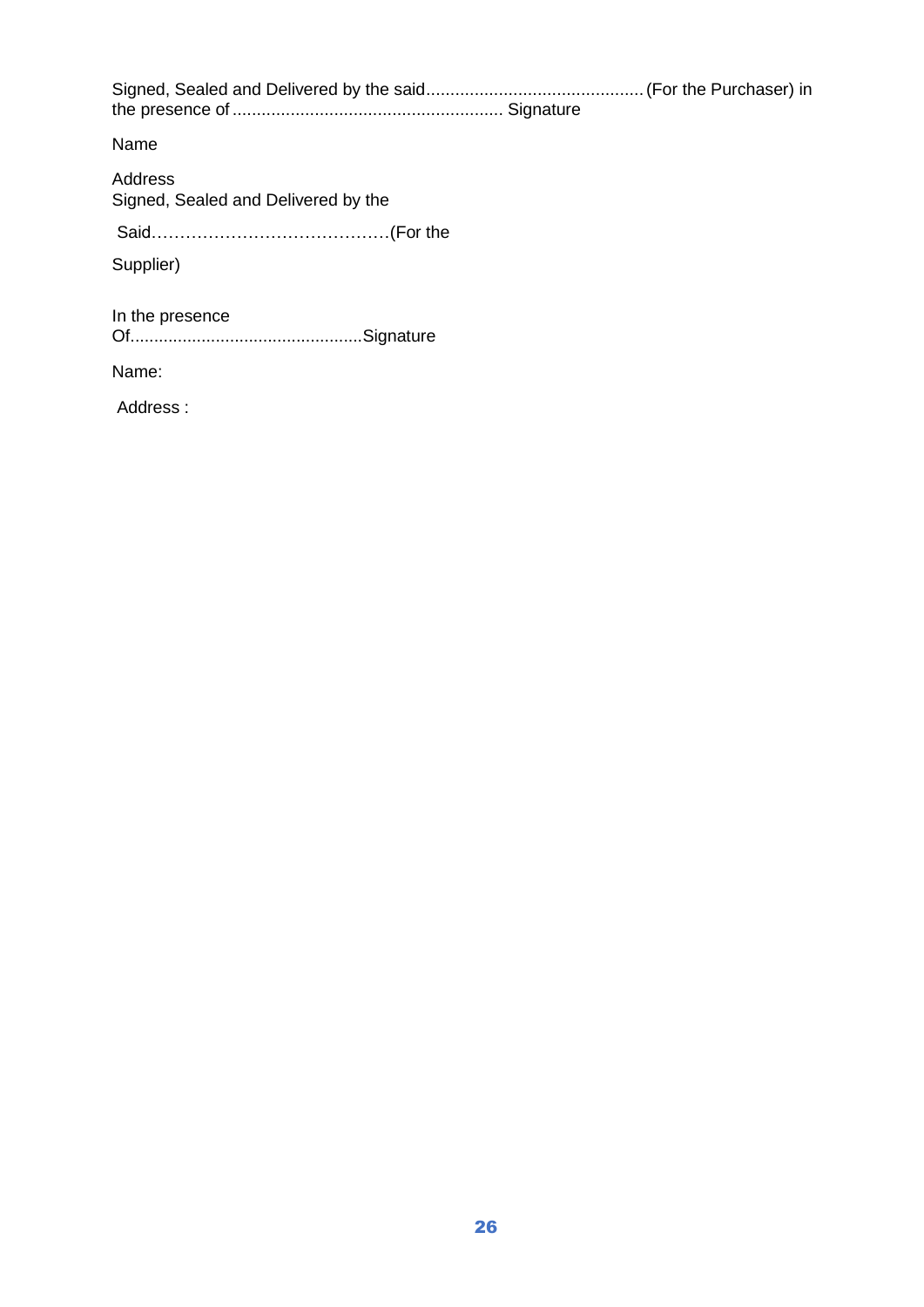Signed, Sealed and Delivered by the said............................................. (For the Purchaser) in the presence of ........................................................ Signature

Name

Address
Signed, Sealed and Delivered by the

Said……………………………………(For the

Supplier)

In the presence
Of.................................................Signature

Name:

Address :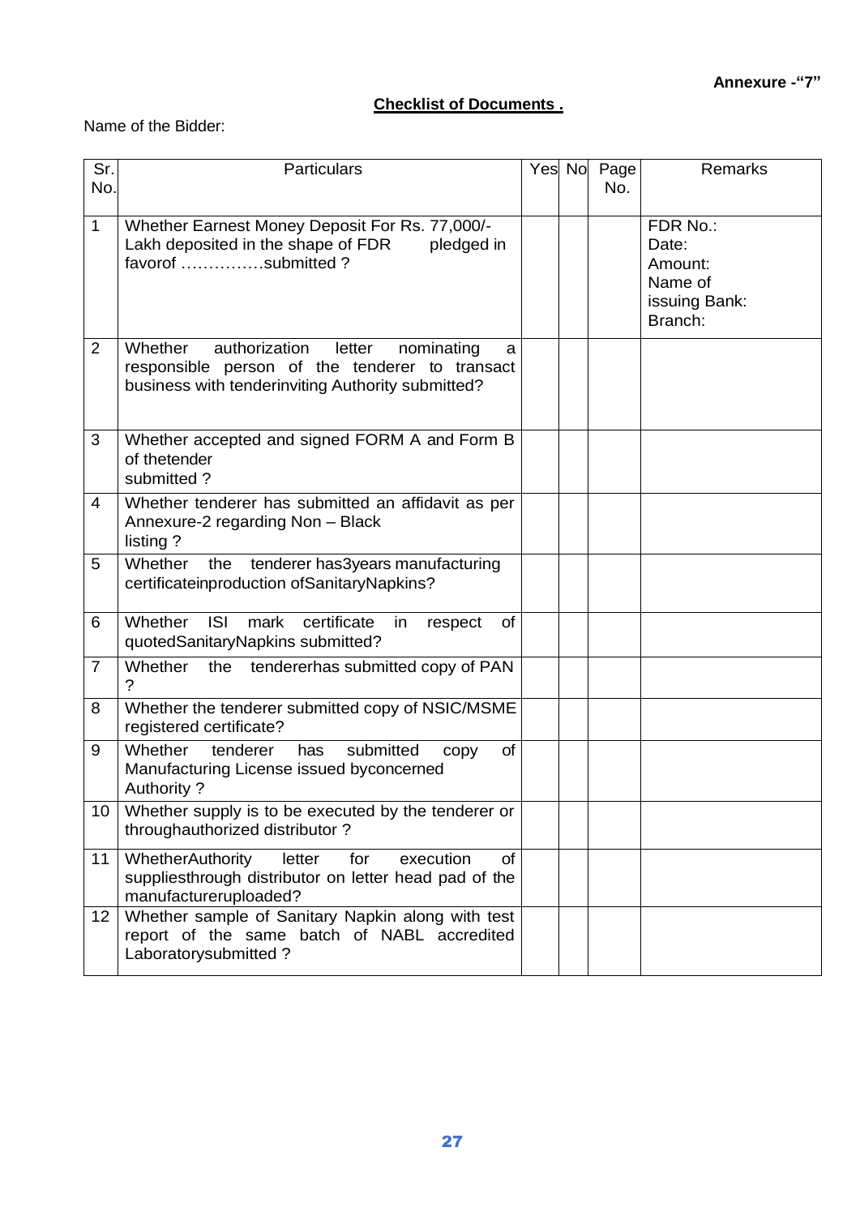**Annexure -"7"**

**Checklist of Documents .**

Name of the Bidder:

| Sr. No. | Particulars | Yes | No | Page No. | Remarks |
|---|---|---|---|---|---|
| 1 | Whether Earnest Money Deposit For Rs. 77,000/- Lakh deposited in the shape of FDR pledged in favorof ……………submitted ? | | | | FDR No.:<br>Date:<br>Amount:<br>Name of issuing Bank:<br>Branch: |
| 2 | Whether authorization letter nominating a responsible person of the tenderer to transact business with tenderinviting Authority submitted? | | | | |
| 3 | Whether accepted and signed FORM A and Form B of thetender submitted ? | | | | |
| 4 | Whether tenderer has submitted an affidavit as per Annexure-2 regarding Non – Black listing ? | | | | |
| 5 | Whether the tenderer has3years manufacturing certificateinproduction ofSanitaryNapkins? | | | | |
| 6 | Whether ISI mark certificate in respect of quotedSanitaryNapkins submitted? | | | | |
| 7 | Whether the tendererhas submitted copy of PAN ? | | | | |
| 8 | Whether the tenderer submitted copy of NSIC/MSME registered certificate? | | | | |
| 9 | Whether tenderer has submitted copy of Manufacturing License issued byconcerned Authority ? | | | | |
| 10 | Whether supply is to be executed by the tenderer or throughauthorized distributor ? | | | | |
| 11 | WhetherAuthority letter for execution of suppliesthrough distributor on letter head pad of the manufactureruploaded? | | | | |
| 12 | Whether sample of Sanitary Napkin along with test report of the same batch of NABL accredited Laboratorysubmitted ? | | | | |